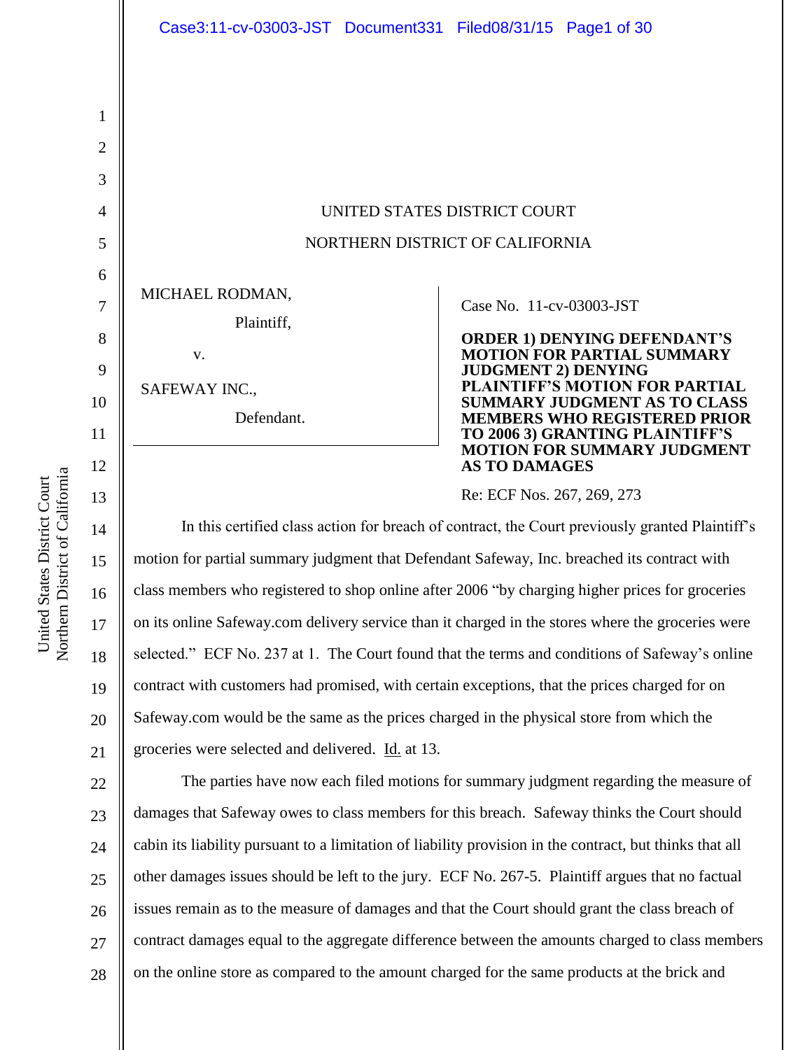UNITED STATES DISTRICT COURT

NORTHERN DISTRICT OF CALIFORNIA

MICHAEL RODMAN,

Plaintiff,

v.

SAFEWAY INC.,

Defendant.

Case No. 11-cv-03003-JST

**ORDER 1) DENYING DEFENDANT'S MOTION FOR PARTIAL SUMMARY JUDGMENT 2) DENYING PLAINTIFF'S MOTION FOR PARTIAL SUMMARY JUDGMENT AS TO CLASS MEMBERS WHO REGISTERED PRIOR TO 2006 3) GRANTING PLAINTIFF'S MOTION FOR SUMMARY JUDGMENT AS TO DAMAGES**

Re: ECF Nos. 267, 269, 273

In this certified class action for breach of contract, the Court previously granted Plaintiff's motion for partial summary judgment that Defendant Safeway, Inc. breached its contract with class members who registered to shop online after 2006 "by charging higher prices for groceries on its online Safeway.com delivery service than it charged in the stores where the groceries were selected." ECF No. 237 at 1. The Court found that the terms and conditions of Safeway's online contract with customers had promised, with certain exceptions, that the prices charged for on Safeway.com would be the same as the prices charged in the physical store from which the groceries were selected and delivered. Id. at 13.

The parties have now each filed motions for summary judgment regarding the measure of damages that Safeway owes to class members for this breach. Safeway thinks the Court should cabin its liability pursuant to a limitation of liability provision in the contract, but thinks that all other damages issues should be left to the jury. ECF No. 267-5. Plaintiff argues that no factual issues remain as to the measure of damages and that the Court should grant the class breach of contract damages equal to the aggregate difference between the amounts charged to class members on the online store as compared to the amount charged for the same products at the brick and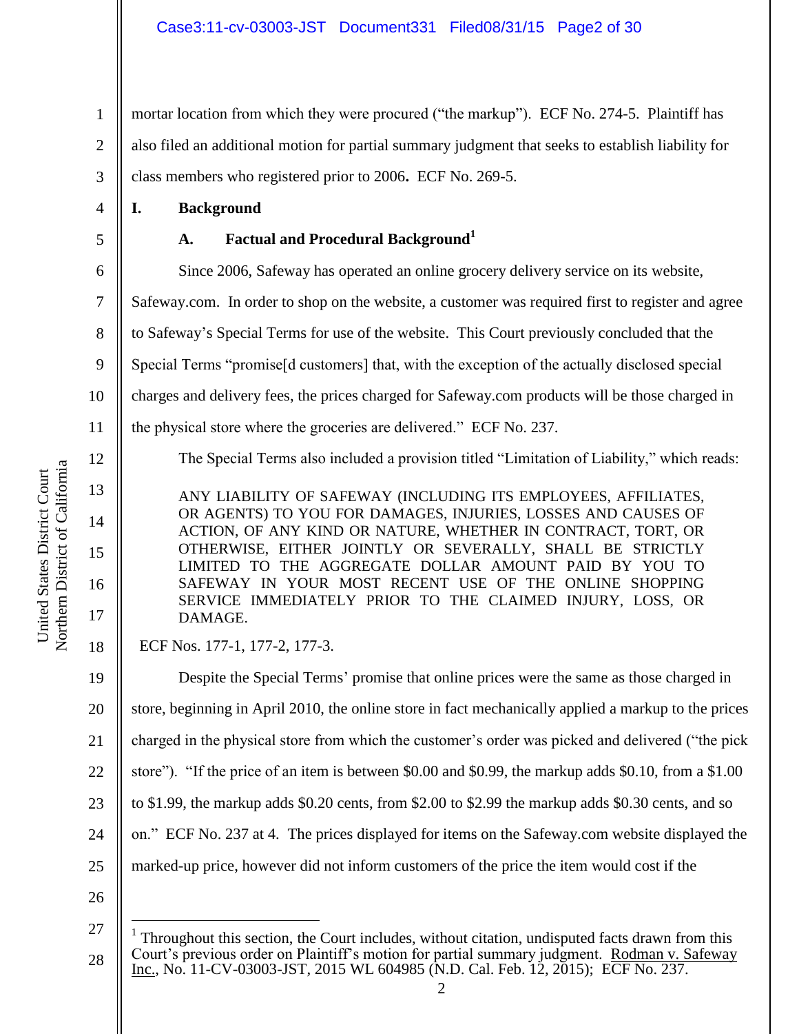mortar location from which they were procured ("the markup"). ECF No. 274-5. Plaintiff has also filed an additional motion for partial summary judgment that seeks to establish liability for class members who registered prior to 2006**.** ECF No. 269-5.

## I. Background

### A. Factual and Procedural Background[1]

Since 2006, Safeway has operated an online grocery delivery service on its website, Safeway.com. In order to shop on the website, a customer was required first to register and agree to Safeway's Special Terms for use of the website. This Court previously concluded that the Special Terms "promise[d customers] that, with the exception of the actually disclosed special charges and delivery fees, the prices charged for Safeway.com products will be those charged in the physical store where the groceries are delivered." ECF No. 237.

The Special Terms also included a provision titled "Limitation of Liability," which reads:

> ANY LIABILITY OF SAFEWAY (INCLUDING ITS EMPLOYEES, AFFILIATES, OR AGENTS) TO YOU FOR DAMAGES, INJURIES, LOSSES AND CAUSES OF ACTION, OF ANY KIND OR NATURE, WHETHER IN CONTRACT, TORT, OR OTHERWISE, EITHER JOINTLY OR SEVERALLY, SHALL BE STRICTLY LIMITED TO THE AGGREGATE DOLLAR AMOUNT PAID BY YOU TO SAFEWAY IN YOUR MOST RECENT USE OF THE ONLINE SHOPPING SERVICE IMMEDIATELY PRIOR TO THE CLAIMED INJURY, LOSS, OR DAMAGE.

ECF Nos. 177-1, 177-2, 177-3.

Despite the Special Terms' promise that online prices were the same as those charged in store, beginning in April 2010, the online store in fact mechanically applied a markup to the prices charged in the physical store from which the customer's order was picked and delivered ("the pick store"). "If the price of an item is between $0.00 and $0.99, the markup adds $0.10, from a $1.00 to $1.99, the markup adds $0.20 cents, from $2.00 to $2.99 the markup adds $0.30 cents, and so on." ECF No. 237 at 4. The prices displayed for items on the Safeway.com website displayed the marked-up price, however did not inform customers of the price the item would cost if the

---

[1] Throughout this section, the Court includes, without citation, undisputed facts drawn from this Court's previous order on Plaintiff's motion for partial summary judgment. Rodman v. Safeway Inc., No. 11-CV-03003-JST, 2015 WL 604985 (N.D. Cal. Feb. 12, 2015); ECF No. 237.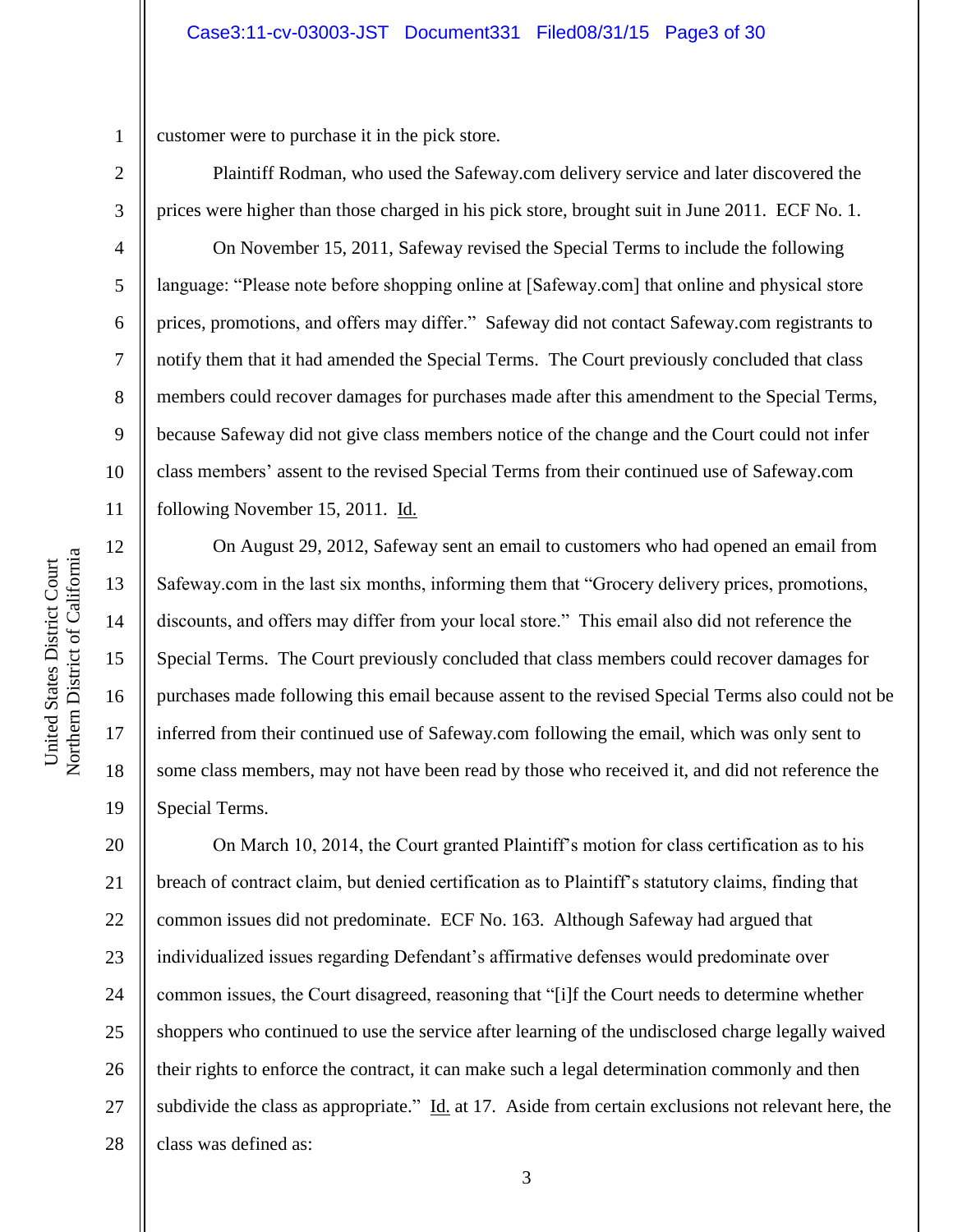customer were to purchase it in the pick store.

Plaintiff Rodman, who used the Safeway.com delivery service and later discovered the prices were higher than those charged in his pick store, brought suit in June 2011. ECF No. 1.

On November 15, 2011, Safeway revised the Special Terms to include the following language: "Please note before shopping online at [Safeway.com] that online and physical store prices, promotions, and offers may differ." Safeway did not contact Safeway.com registrants to notify them that it had amended the Special Terms. The Court previously concluded that class members could recover damages for purchases made after this amendment to the Special Terms, because Safeway did not give class members notice of the change and the Court could not infer class members' assent to the revised Special Terms from their continued use of Safeway.com following November 15, 2011. Id.

On August 29, 2012, Safeway sent an email to customers who had opened an email from Safeway.com in the last six months, informing them that "Grocery delivery prices, promotions, discounts, and offers may differ from your local store." This email also did not reference the Special Terms. The Court previously concluded that class members could recover damages for purchases made following this email because assent to the revised Special Terms also could not be inferred from their continued use of Safeway.com following the email, which was only sent to some class members, may not have been read by those who received it, and did not reference the Special Terms.

On March 10, 2014, the Court granted Plaintiff's motion for class certification as to his breach of contract claim, but denied certification as to Plaintiff's statutory claims, finding that common issues did not predominate. ECF No. 163. Although Safeway had argued that individualized issues regarding Defendant's affirmative defenses would predominate over common issues, the Court disagreed, reasoning that "[i]f the Court needs to determine whether shoppers who continued to use the service after learning of the undisclosed charge legally waived their rights to enforce the contract, it can make such a legal determination commonly and then subdivide the class as appropriate." Id. at 17. Aside from certain exclusions not relevant here, the class was defined as: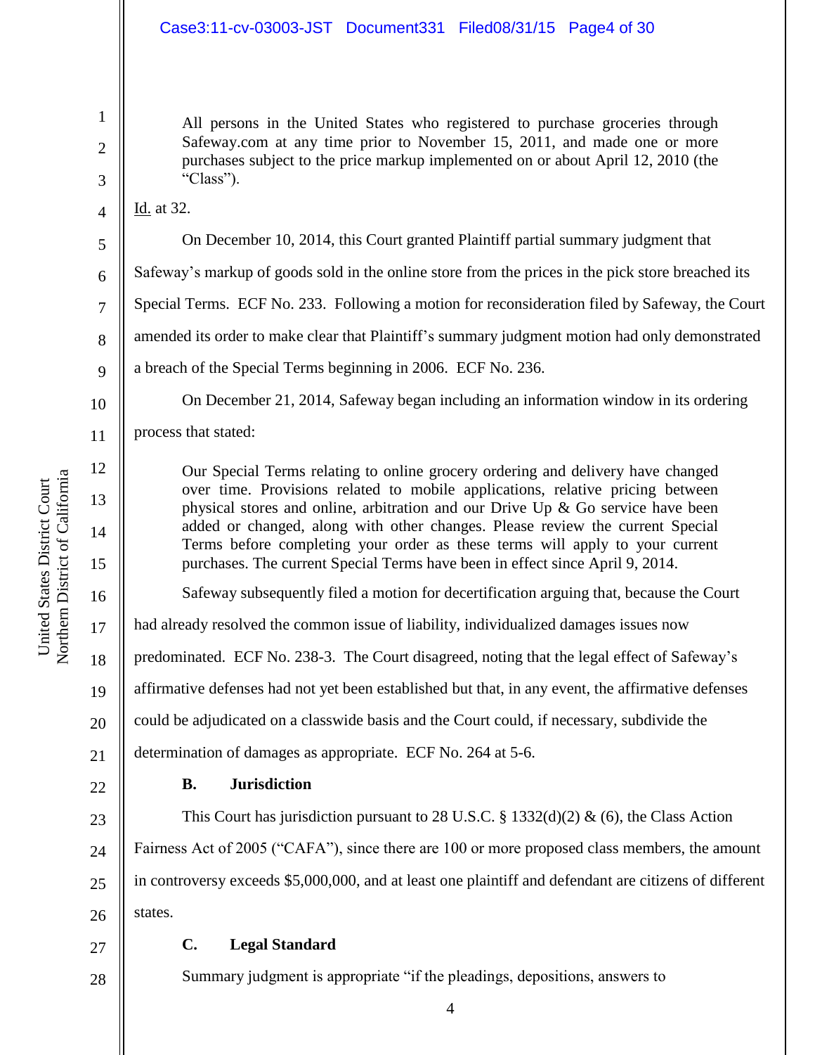> All persons in the United States who registered to purchase groceries through Safeway.com at any time prior to November 15, 2011, and made one or more purchases subject to the price markup implemented on or about April 12, 2010 (the "Class").

Id. at 32.

On December 10, 2014, this Court granted Plaintiff partial summary judgment that Safeway's markup of goods sold in the online store from the prices in the pick store breached its Special Terms. ECF No. 233. Following a motion for reconsideration filed by Safeway, the Court amended its order to make clear that Plaintiff's summary judgment motion had only demonstrated a breach of the Special Terms beginning in 2006. ECF No. 236.

On December 21, 2014, Safeway began including an information window in its ordering process that stated:

> Our Special Terms relating to online grocery ordering and delivery have changed over time. Provisions related to mobile applications, relative pricing between physical stores and online, arbitration and our Drive Up & Go service have been added or changed, along with other changes. Please review the current Special Terms before completing your order as these terms will apply to your current purchases. The current Special Terms have been in effect since April 9, 2014.

Safeway subsequently filed a motion for decertification arguing that, because the Court had already resolved the common issue of liability, individualized damages issues now predominated. ECF No. 238-3. The Court disagreed, noting that the legal effect of Safeway's affirmative defenses had not yet been established but that, in any event, the affirmative defenses could be adjudicated on a classwide basis and the Court could, if necessary, subdivide the determination of damages as appropriate. ECF No. 264 at 5-6.

### B. Jurisdiction

This Court has jurisdiction pursuant to 28 U.S.C. § 1332(d)(2) & (6), the Class Action Fairness Act of 2005 ("CAFA"), since there are 100 or more proposed class members, the amount in controversy exceeds $5,000,000, and at least one plaintiff and defendant are citizens of different states.

### C. Legal Standard

Summary judgment is appropriate "if the pleadings, depositions, answers to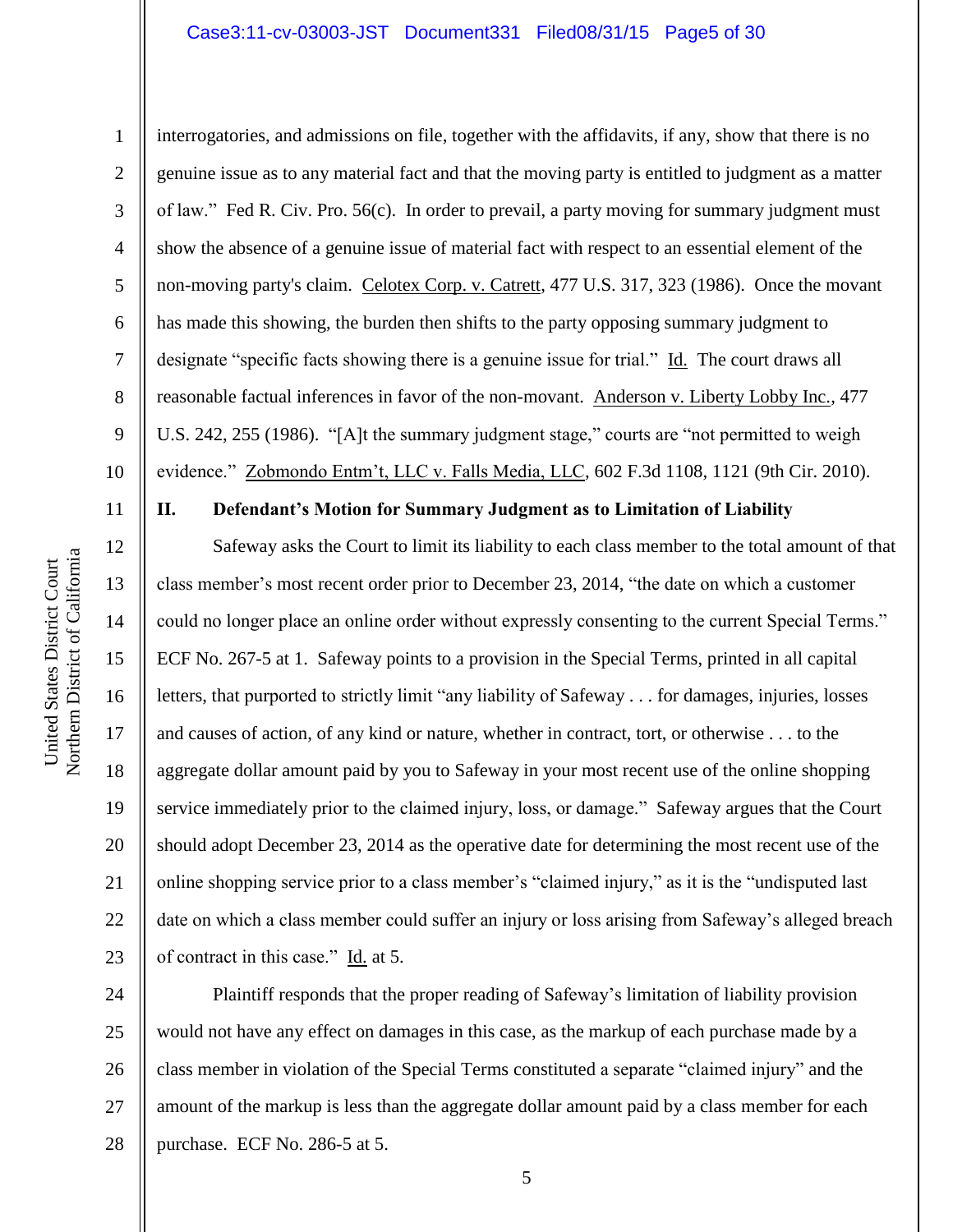interrogatories, and admissions on file, together with the affidavits, if any, show that there is no genuine issue as to any material fact and that the moving party is entitled to judgment as a matter of law." Fed R. Civ. Pro. 56(c). In order to prevail, a party moving for summary judgment must show the absence of a genuine issue of material fact with respect to an essential element of the non-moving party's claim. Celotex Corp. v. Catrett, 477 U.S. 317, 323 (1986). Once the movant has made this showing, the burden then shifts to the party opposing summary judgment to designate "specific facts showing there is a genuine issue for trial." Id. The court draws all reasonable factual inferences in favor of the non-movant. Anderson v. Liberty Lobby Inc., 477 U.S. 242, 255 (1986). "[A]t the summary judgment stage," courts are "not permitted to weigh evidence." Zobmondo Entm't, LLC v. Falls Media, LLC, 602 F.3d 1108, 1121 (9th Cir. 2010).

## II. Defendant's Motion for Summary Judgment as to Limitation of Liability

Safeway asks the Court to limit its liability to each class member to the total amount of that class member's most recent order prior to December 23, 2014, "the date on which a customer could no longer place an online order without expressly consenting to the current Special Terms." ECF No. 267-5 at 1. Safeway points to a provision in the Special Terms, printed in all capital letters, that purported to strictly limit "any liability of Safeway . . . for damages, injuries, losses and causes of action, of any kind or nature, whether in contract, tort, or otherwise . . . to the aggregate dollar amount paid by you to Safeway in your most recent use of the online shopping service immediately prior to the claimed injury, loss, or damage." Safeway argues that the Court should adopt December 23, 2014 as the operative date for determining the most recent use of the online shopping service prior to a class member's "claimed injury," as it is the "undisputed last date on which a class member could suffer an injury or loss arising from Safeway's alleged breach of contract in this case." Id. at 5.

Plaintiff responds that the proper reading of Safeway's limitation of liability provision would not have any effect on damages in this case, as the markup of each purchase made by a class member in violation of the Special Terms constituted a separate "claimed injury" and the amount of the markup is less than the aggregate dollar amount paid by a class member for each purchase. ECF No. 286-5 at 5.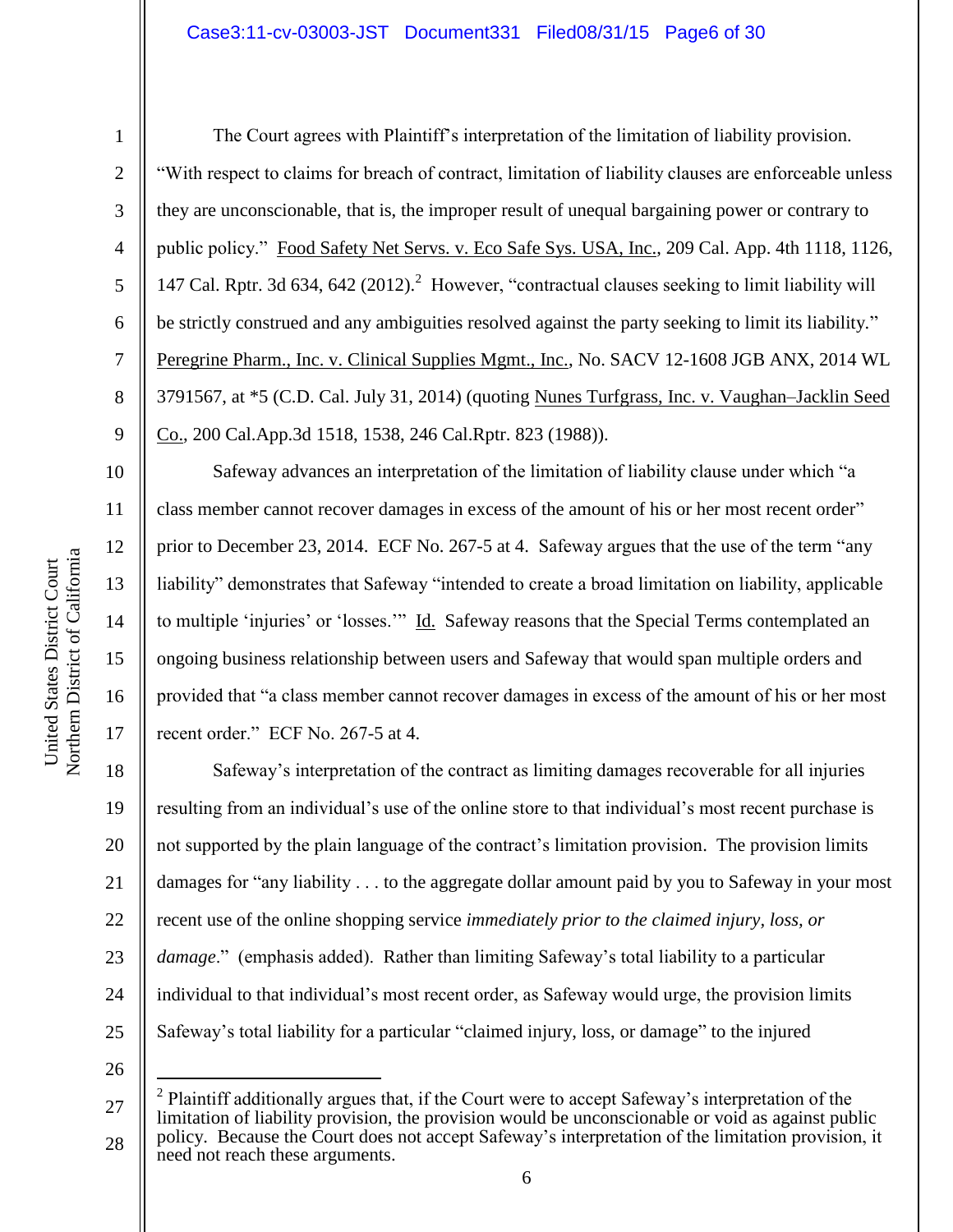The Court agrees with Plaintiff's interpretation of the limitation of liability provision. "With respect to claims for breach of contract, limitation of liability clauses are enforceable unless they are unconscionable, that is, the improper result of unequal bargaining power or contrary to public policy." Food Safety Net Servs. v. Eco Safe Sys. USA, Inc., 209 Cal. App. 4th 1118, 1126, 147 Cal. Rptr. 3d 634, 642 (2012).[2] However, "contractual clauses seeking to limit liability will be strictly construed and any ambiguities resolved against the party seeking to limit its liability." Peregrine Pharm., Inc. v. Clinical Supplies Mgmt., Inc., No. SACV 12-1608 JGB ANX, 2014 WL 3791567, at *5 (C.D. Cal. July 31, 2014) (quoting Nunes Turfgrass, Inc. v. Vaughan–Jacklin Seed Co., 200 Cal.App.3d 1518, 1538, 246 Cal.Rptr. 823 (1988)).

Safeway advances an interpretation of the limitation of liability clause under which "a class member cannot recover damages in excess of the amount of his or her most recent order" prior to December 23, 2014. ECF No. 267-5 at 4. Safeway argues that the use of the term "any liability" demonstrates that Safeway "intended to create a broad limitation on liability, applicable to multiple 'injuries' or 'losses.'" Id. Safeway reasons that the Special Terms contemplated an ongoing business relationship between users and Safeway that would span multiple orders and provided that "a class member cannot recover damages in excess of the amount of his or her most recent order." ECF No. 267-5 at 4.

Safeway's interpretation of the contract as limiting damages recoverable for all injuries resulting from an individual's use of the online store to that individual's most recent purchase is not supported by the plain language of the contract's limitation provision. The provision limits damages for "any liability . . . to the aggregate dollar amount paid by you to Safeway in your most recent use of the online shopping service *immediately prior to the claimed injury, loss, or damage*." (emphasis added). Rather than limiting Safeway's total liability to a particular individual to that individual's most recent order, as Safeway would urge, the provision limits Safeway's total liability for a particular "claimed injury, loss, or damage" to the injured

---

[2] Plaintiff additionally argues that, if the Court were to accept Safeway's interpretation of the limitation of liability provision, the provision would be unconscionable or void as against public policy. Because the Court does not accept Safeway's interpretation of the limitation provision, it need not reach these arguments.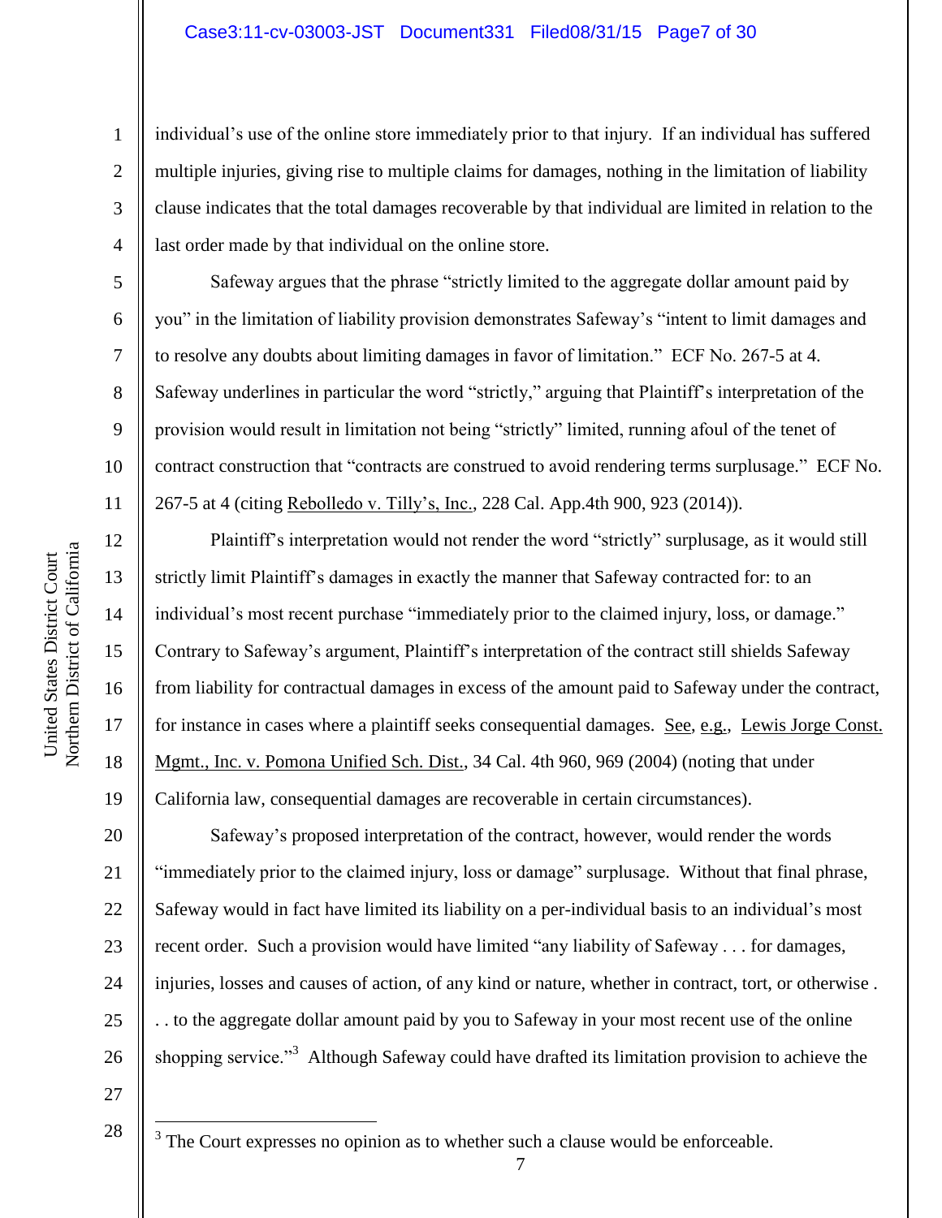individual's use of the online store immediately prior to that injury. If an individual has suffered multiple injuries, giving rise to multiple claims for damages, nothing in the limitation of liability clause indicates that the total damages recoverable by that individual are limited in relation to the last order made by that individual on the online store.

Safeway argues that the phrase "strictly limited to the aggregate dollar amount paid by you" in the limitation of liability provision demonstrates Safeway's "intent to limit damages and to resolve any doubts about limiting damages in favor of limitation." ECF No. 267-5 at 4. Safeway underlines in particular the word "strictly," arguing that Plaintiff's interpretation of the provision would result in limitation not being "strictly" limited, running afoul of the tenet of contract construction that "contracts are construed to avoid rendering terms surplusage." ECF No. 267-5 at 4 (citing Rebolledo v. Tilly's, Inc., 228 Cal. App.4th 900, 923 (2014)).

Plaintiff's interpretation would not render the word "strictly" surplusage, as it would still strictly limit Plaintiff's damages in exactly the manner that Safeway contracted for: to an individual's most recent purchase "immediately prior to the claimed injury, loss, or damage." Contrary to Safeway's argument, Plaintiff's interpretation of the contract still shields Safeway from liability for contractual damages in excess of the amount paid to Safeway under the contract, for instance in cases where a plaintiff seeks consequential damages. See, e.g., Lewis Jorge Const. Mgmt., Inc. v. Pomona Unified Sch. Dist., 34 Cal. 4th 960, 969 (2004) (noting that under California law, consequential damages are recoverable in certain circumstances).

Safeway's proposed interpretation of the contract, however, would render the words "immediately prior to the claimed injury, loss or damage" surplusage. Without that final phrase, Safeway would in fact have limited its liability on a per-individual basis to an individual's most recent order. Such a provision would have limited "any liability of Safeway . . . for damages, injuries, losses and causes of action, of any kind or nature, whether in contract, tort, or otherwise . . . to the aggregate dollar amount paid by you to Safeway in your most recent use of the online shopping service."[3] Although Safeway could have drafted its limitation provision to achieve the

[3] The Court expresses no opinion as to whether such a clause would be enforceable.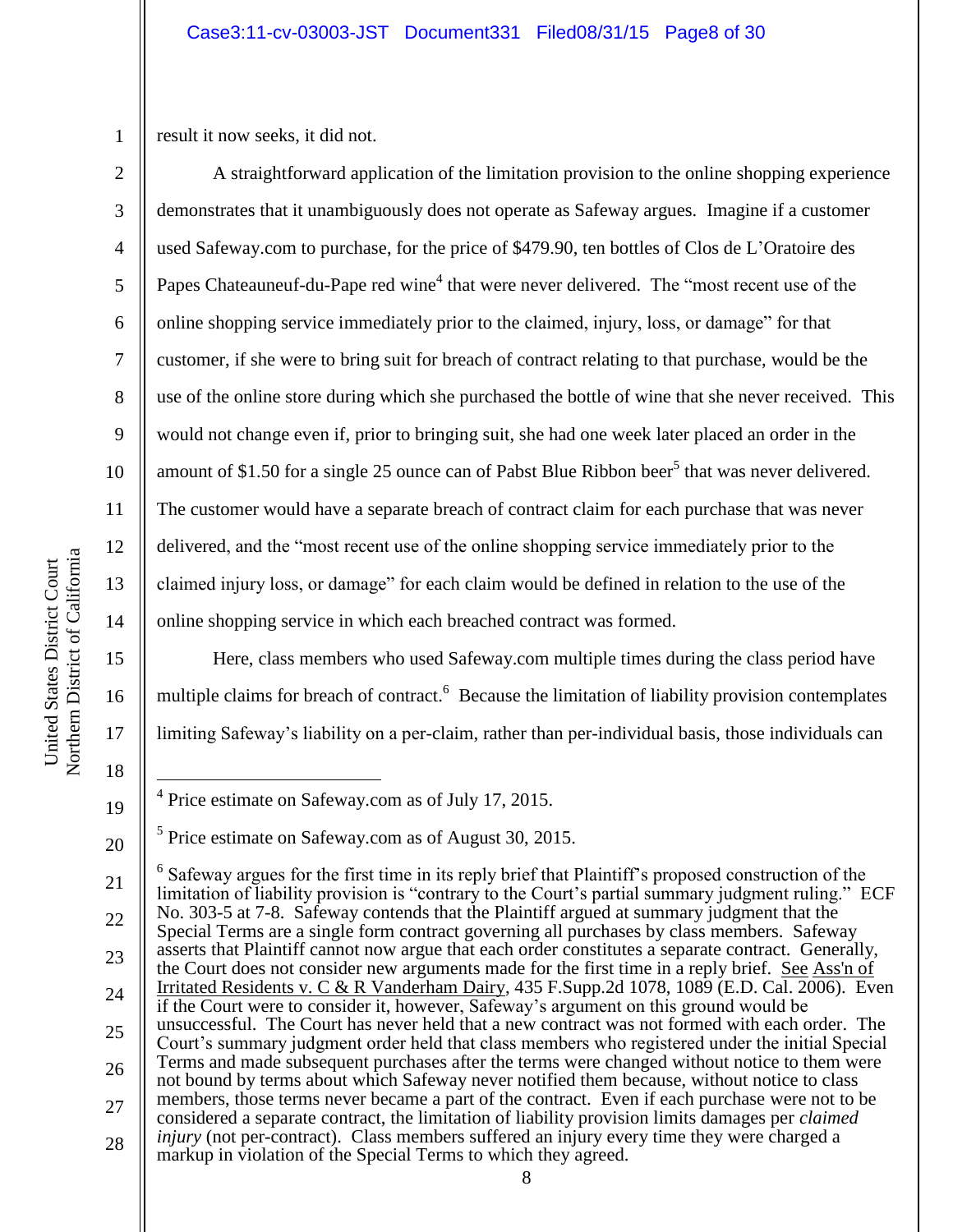result it now seeks, it did not.

A straightforward application of the limitation provision to the online shopping experience demonstrates that it unambiguously does not operate as Safeway argues. Imagine if a customer used Safeway.com to purchase, for the price of $479.90, ten bottles of Clos de L'Oratoire des Papes Chateauneuf-du-Pape red wine[4] that were never delivered. The "most recent use of the online shopping service immediately prior to the claimed, injury, loss, or damage" for that customer, if she were to bring suit for breach of contract relating to that purchase, would be the use of the online store during which she purchased the bottle of wine that she never received. This would not change even if, prior to bringing suit, she had one week later placed an order in the amount of $1.50 for a single 25 ounce can of Pabst Blue Ribbon beer[5] that was never delivered. The customer would have a separate breach of contract claim for each purchase that was never delivered, and the "most recent use of the online shopping service immediately prior to the claimed injury loss, or damage" for each claim would be defined in relation to the use of the online shopping service in which each breached contract was formed.

Here, class members who used Safeway.com multiple times during the class period have multiple claims for breach of contract.[6] Because the limitation of liability provision contemplates limiting Safeway's liability on a per-claim, rather than per-individual basis, those individuals can

---

[4] Price estimate on Safeway.com as of July 17, 2015.

[5] Price estimate on Safeway.com as of August 30, 2015.

[6] Safeway argues for the first time in its reply brief that Plaintiff's proposed construction of the limitation of liability provision is "contrary to the Court's partial summary judgment ruling." ECF No. 303-5 at 7-8. Safeway contends that the Plaintiff argued at summary judgment that the Special Terms are a single form contract governing all purchases by class members. Safeway asserts that Plaintiff cannot now argue that each order constitutes a separate contract. Generally, the Court does not consider new arguments made for the first time in a reply brief. See Ass'n of Irritated Residents v. C & R Vanderham Dairy, 435 F.Supp.2d 1078, 1089 (E.D. Cal. 2006). Even if the Court were to consider it, however, Safeway's argument on this ground would be unsuccessful. The Court has never held that a new contract was not formed with each order. The Court's summary judgment order held that class members who registered under the initial Special Terms and made subsequent purchases after the terms were changed without notice to them were not bound by terms about which Safeway never notified them because, without notice to class members, those terms never became a part of the contract. Even if each purchase were not to be considered a separate contract, the limitation of liability provision limits damages per *claimed injury* (not per-contract). Class members suffered an injury every time they were charged a markup in violation of the Special Terms to which they agreed.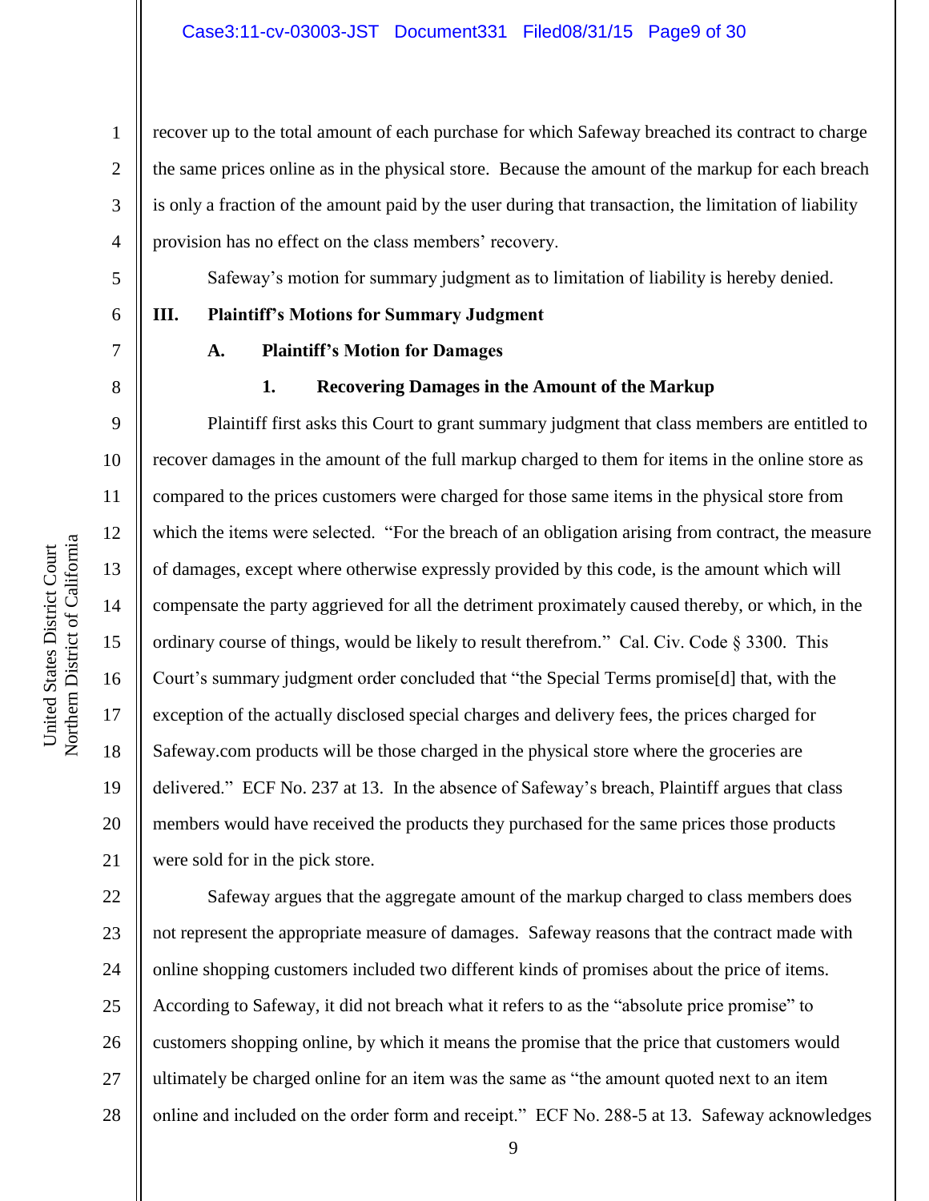recover up to the total amount of each purchase for which Safeway breached its contract to charge the same prices online as in the physical store. Because the amount of the markup for each breach is only a fraction of the amount paid by the user during that transaction, the limitation of liability provision has no effect on the class members' recovery.

Safeway's motion for summary judgment as to limitation of liability is hereby denied.

## III. Plaintiff's Motions for Summary Judgment

### A. Plaintiff's Motion for Damages

#### 1. Recovering Damages in the Amount of the Markup

Plaintiff first asks this Court to grant summary judgment that class members are entitled to recover damages in the amount of the full markup charged to them for items in the online store as compared to the prices customers were charged for those same items in the physical store from which the items were selected. "For the breach of an obligation arising from contract, the measure of damages, except where otherwise expressly provided by this code, is the amount which will compensate the party aggrieved for all the detriment proximately caused thereby, or which, in the ordinary course of things, would be likely to result therefrom." Cal. Civ. Code § 3300. This Court's summary judgment order concluded that "the Special Terms promise[d] that, with the exception of the actually disclosed special charges and delivery fees, the prices charged for Safeway.com products will be those charged in the physical store where the groceries are delivered." ECF No. 237 at 13. In the absence of Safeway's breach, Plaintiff argues that class members would have received the products they purchased for the same prices those products were sold for in the pick store.

Safeway argues that the aggregate amount of the markup charged to class members does not represent the appropriate measure of damages. Safeway reasons that the contract made with online shopping customers included two different kinds of promises about the price of items. According to Safeway, it did not breach what it refers to as the "absolute price promise" to customers shopping online, by which it means the promise that the price that customers would ultimately be charged online for an item was the same as "the amount quoted next to an item online and included on the order form and receipt." ECF No. 288-5 at 13. Safeway acknowledges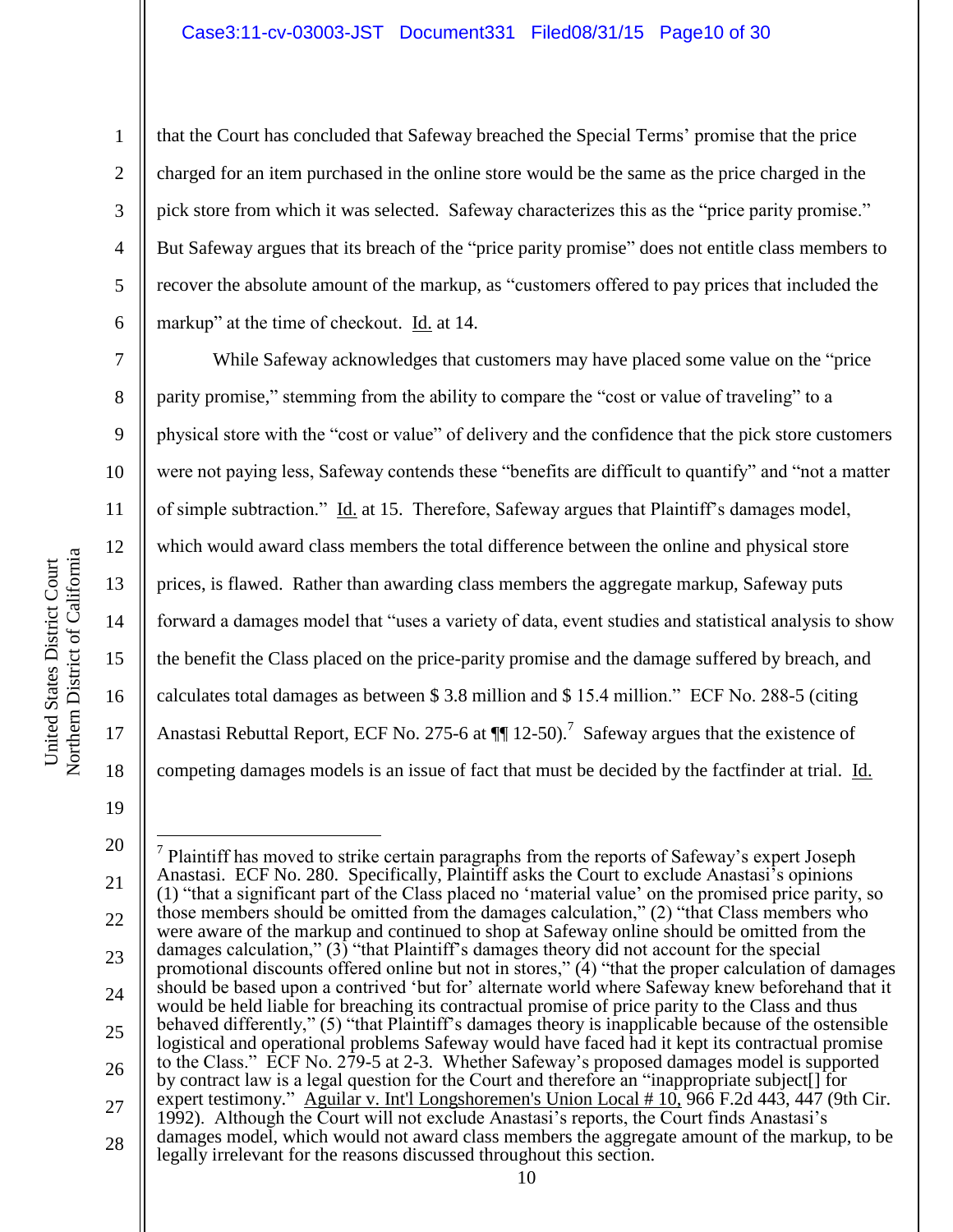that the Court has concluded that Safeway breached the Special Terms' promise that the price charged for an item purchased in the online store would be the same as the price charged in the pick store from which it was selected. Safeway characterizes this as the "price parity promise." But Safeway argues that its breach of the "price parity promise" does not entitle class members to recover the absolute amount of the markup, as "customers offered to pay prices that included the markup" at the time of checkout. Id. at 14.

While Safeway acknowledges that customers may have placed some value on the "price parity promise," stemming from the ability to compare the "cost or value of traveling" to a physical store with the "cost or value" of delivery and the confidence that the pick store customers were not paying less, Safeway contends these "benefits are difficult to quantify" and "not a matter of simple subtraction." Id. at 15. Therefore, Safeway argues that Plaintiff's damages model, which would award class members the total difference between the online and physical store prices, is flawed. Rather than awarding class members the aggregate markup, Safeway puts forward a damages model that "uses a variety of data, event studies and statistical analysis to show the benefit the Class placed on the price-parity promise and the damage suffered by breach, and calculates total damages as between $ 3.8 million and $ 15.4 million." ECF No. 288-5 (citing Anastasi Rebuttal Report, ECF No. 275-6 at ¶¶ 12-50).[7] Safeway argues that the existence of competing damages models is an issue of fact that must be decided by the factfinder at trial. Id.

---

[7] Plaintiff has moved to strike certain paragraphs from the reports of Safeway's expert Joseph Anastasi. ECF No. 280. Specifically, Plaintiff asks the Court to exclude Anastasi's opinions (1) "that a significant part of the Class placed no 'material value' on the promised price parity, so those members should be omitted from the damages calculation," (2) "that Class members who were aware of the markup and continued to shop at Safeway online should be omitted from the damages calculation," (3) "that Plaintiff's damages theory did not account for the special promotional discounts offered online but not in stores," (4) "that the proper calculation of damages should be based upon a contrived 'but for' alternate world where Safeway knew beforehand that it would be held liable for breaching its contractual promise of price parity to the Class and thus behaved differently," (5) "that Plaintiff's damages theory is inapplicable because of the ostensible logistical and operational problems Safeway would have faced had it kept its contractual promise to the Class." ECF No. 279-5 at 2-3. Whether Safeway's proposed damages model is supported by contract law is a legal question for the Court and therefore an "inappropriate subject[] for expert testimony." Aguilar v. Int'l Longshoremen's Union Local # 10, 966 F.2d 443, 447 (9th Cir. 1992). Although the Court will not exclude Anastasi's reports, the Court finds Anastasi's damages model, which would not award class members the aggregate amount of the markup, to be legally irrelevant for the reasons discussed throughout this section.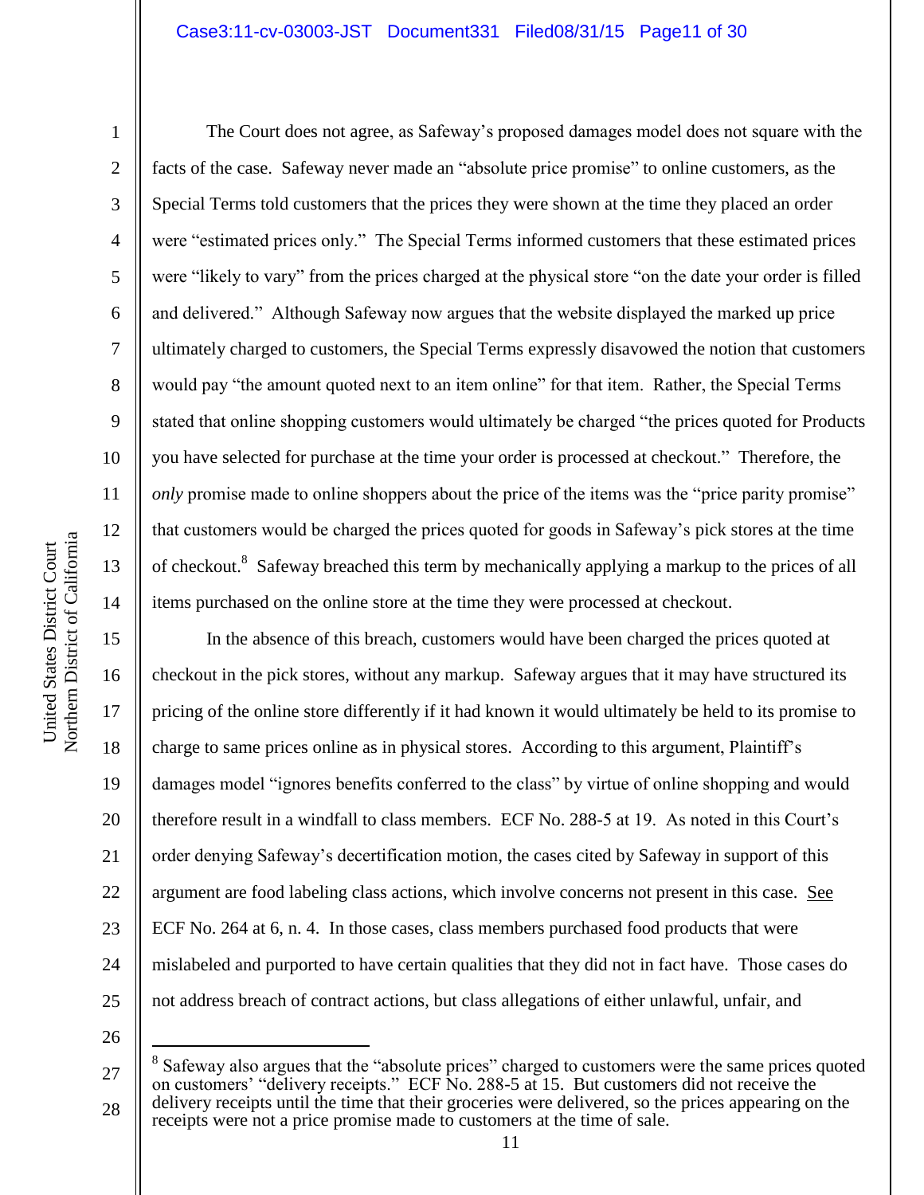The Court does not agree, as Safeway's proposed damages model does not square with the facts of the case. Safeway never made an "absolute price promise" to online customers, as the Special Terms told customers that the prices they were shown at the time they placed an order were "estimated prices only." The Special Terms informed customers that these estimated prices were "likely to vary" from the prices charged at the physical store "on the date your order is filled and delivered." Although Safeway now argues that the website displayed the marked up price ultimately charged to customers, the Special Terms expressly disavowed the notion that customers would pay "the amount quoted next to an item online" for that item. Rather, the Special Terms stated that online shopping customers would ultimately be charged "the prices quoted for Products you have selected for purchase at the time your order is processed at checkout." Therefore, the *only* promise made to online shoppers about the price of the items was the "price parity promise" that customers would be charged the prices quoted for goods in Safeway's pick stores at the time of checkout.[8] Safeway breached this term by mechanically applying a markup to the prices of all items purchased on the online store at the time they were processed at checkout.

In the absence of this breach, customers would have been charged the prices quoted at checkout in the pick stores, without any markup. Safeway argues that it may have structured its pricing of the online store differently if it had known it would ultimately be held to its promise to charge to same prices online as in physical stores. According to this argument, Plaintiff's damages model "ignores benefits conferred to the class" by virtue of online shopping and would therefore result in a windfall to class members. ECF No. 288-5 at 19. As noted in this Court's order denying Safeway's decertification motion, the cases cited by Safeway in support of this argument are food labeling class actions, which involve concerns not present in this case. See ECF No. 264 at 6, n. 4. In those cases, class members purchased food products that were mislabeled and purported to have certain qualities that they did not in fact have. Those cases do not address breach of contract actions, but class allegations of either unlawful, unfair, and

---

[8] Safeway also argues that the "absolute prices" charged to customers were the same prices quoted on customers' "delivery receipts." ECF No. 288-5 at 15. But customers did not receive the delivery receipts until the time that their groceries were delivered, so the prices appearing on the receipts were not a price promise made to customers at the time of sale.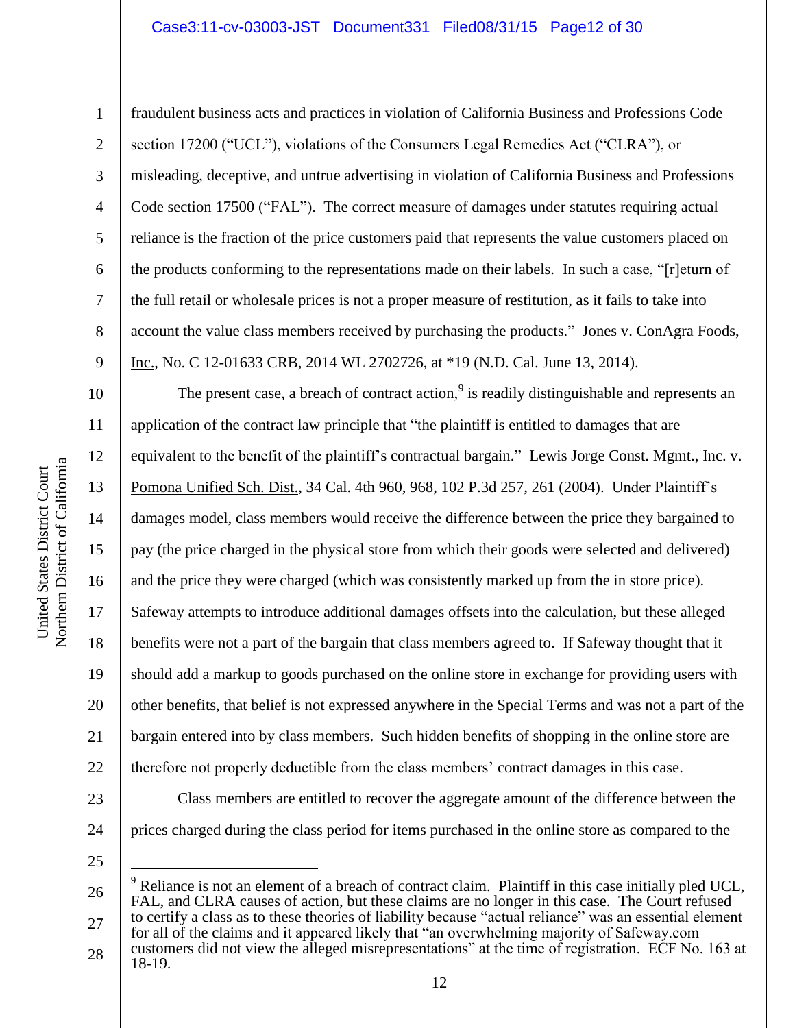fraudulent business acts and practices in violation of California Business and Professions Code section 17200 ("UCL"), violations of the Consumers Legal Remedies Act ("CLRA"), or misleading, deceptive, and untrue advertising in violation of California Business and Professions Code section 17500 ("FAL"). The correct measure of damages under statutes requiring actual reliance is the fraction of the price customers paid that represents the value customers placed on the products conforming to the representations made on their labels. In such a case, "[r]eturn of the full retail or wholesale prices is not a proper measure of restitution, as it fails to take into account the value class members received by purchasing the products." Jones v. ConAgra Foods, Inc., No. C 12-01633 CRB, 2014 WL 2702726, at *19 (N.D. Cal. June 13, 2014).

The present case, a breach of contract action,[9] is readily distinguishable and represents an application of the contract law principle that "the plaintiff is entitled to damages that are equivalent to the benefit of the plaintiff's contractual bargain." Lewis Jorge Const. Mgmt., Inc. v. Pomona Unified Sch. Dist., 34 Cal. 4th 960, 968, 102 P.3d 257, 261 (2004). Under Plaintiff's damages model, class members would receive the difference between the price they bargained to pay (the price charged in the physical store from which their goods were selected and delivered) and the price they were charged (which was consistently marked up from the in store price). Safeway attempts to introduce additional damages offsets into the calculation, but these alleged benefits were not a part of the bargain that class members agreed to. If Safeway thought that it should add a markup to goods purchased on the online store in exchange for providing users with other benefits, that belief is not expressed anywhere in the Special Terms and was not a part of the bargain entered into by class members. Such hidden benefits of shopping in the online store are therefore not properly deductible from the class members' contract damages in this case.

Class members are entitled to recover the aggregate amount of the difference between the prices charged during the class period for items purchased in the online store as compared to the

---

[9] Reliance is not an element of a breach of contract claim. Plaintiff in this case initially pled UCL, FAL, and CLRA causes of action, but these claims are no longer in this case. The Court refused to certify a class as to these theories of liability because "actual reliance" was an essential element for all of the claims and it appeared likely that "an overwhelming majority of Safeway.com customers did not view the alleged misrepresentations" at the time of registration. ECF No. 163 at 18-19.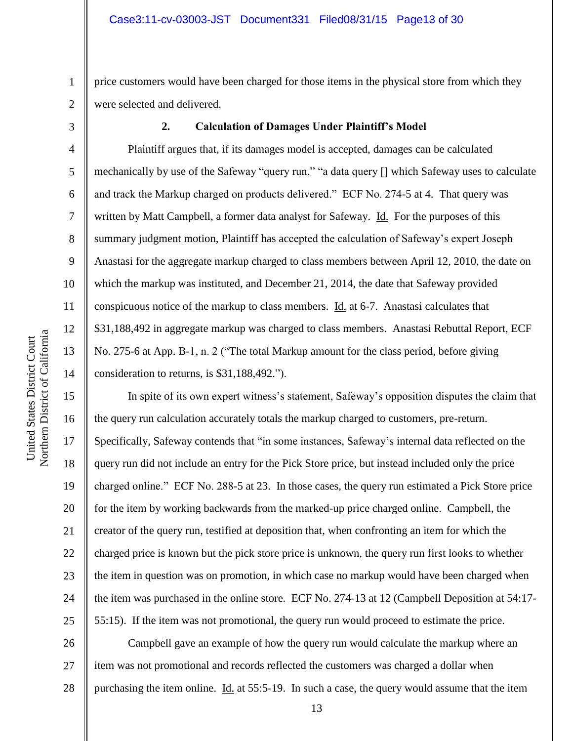price customers would have been charged for those items in the physical store from which they were selected and delivered.

### 2. Calculation of Damages Under Plaintiff's Model

Plaintiff argues that, if its damages model is accepted, damages can be calculated mechanically by use of the Safeway "query run," "a data query [] which Safeway uses to calculate and track the Markup charged on products delivered." ECF No. 274-5 at 4. That query was written by Matt Campbell, a former data analyst for Safeway. Id. For the purposes of this summary judgment motion, Plaintiff has accepted the calculation of Safeway's expert Joseph Anastasi for the aggregate markup charged to class members between April 12, 2010, the date on which the markup was instituted, and December 21, 2014, the date that Safeway provided conspicuous notice of the markup to class members. Id. at 6-7. Anastasi calculates that $31,188,492 in aggregate markup was charged to class members. Anastasi Rebuttal Report, ECF No. 275-6 at App. B-1, n. 2 ("The total Markup amount for the class period, before giving consideration to returns, is $31,188,492.").

In spite of its own expert witness's statement, Safeway's opposition disputes the claim that the query run calculation accurately totals the markup charged to customers, pre-return. Specifically, Safeway contends that "in some instances, Safeway's internal data reflected on the query run did not include an entry for the Pick Store price, but instead included only the price charged online." ECF No. 288-5 at 23. In those cases, the query run estimated a Pick Store price for the item by working backwards from the marked-up price charged online. Campbell, the creator of the query run, testified at deposition that, when confronting an item for which the charged price is known but the pick store price is unknown, the query run first looks to whether the item in question was on promotion, in which case no markup would have been charged when the item was purchased in the online store. ECF No. 274-13 at 12 (Campbell Deposition at 54:17-55:15). If the item was not promotional, the query run would proceed to estimate the price.

Campbell gave an example of how the query run would calculate the markup where an item was not promotional and records reflected the customers was charged a dollar when purchasing the item online. Id. at 55:5-19. In such a case, the query would assume that the item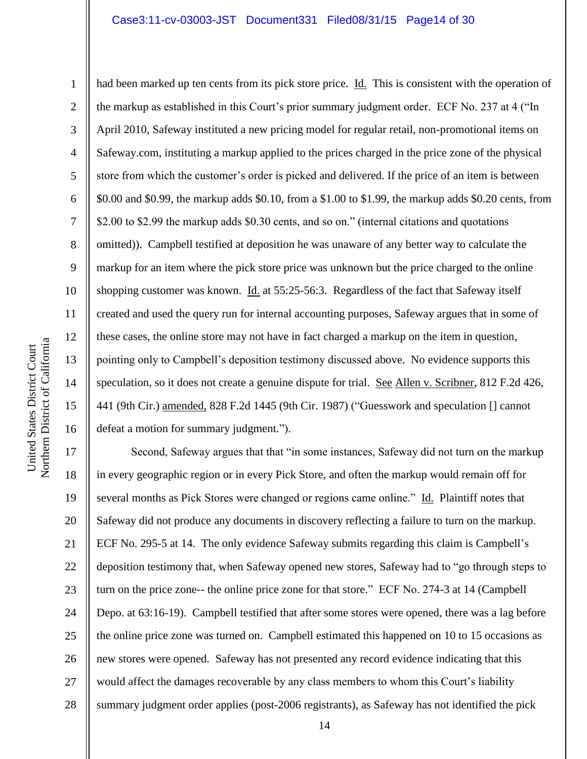had been marked up ten cents from its pick store price. Id. This is consistent with the operation of the markup as established in this Court's prior summary judgment order. ECF No. 237 at 4 ("In April 2010, Safeway instituted a new pricing model for regular retail, non-promotional items on Safeway.com, instituting a markup applied to the prices charged in the price zone of the physical store from which the customer's order is picked and delivered. If the price of an item is between $0.00 and $0.99, the markup adds $0.10, from a $1.00 to $1.99, the markup adds $0.20 cents, from $2.00 to $2.99 the markup adds $0.30 cents, and so on." (internal citations and quotations omitted)). Campbell testified at deposition he was unaware of any better way to calculate the markup for an item where the pick store price was unknown but the price charged to the online shopping customer was known. Id. at 55:25-56:3. Regardless of the fact that Safeway itself created and used the query run for internal accounting purposes, Safeway argues that in some of these cases, the online store may not have in fact charged a markup on the item in question, pointing only to Campbell's deposition testimony discussed above. No evidence supports this speculation, so it does not create a genuine dispute for trial. See Allen v. Scribner, 812 F.2d 426, 441 (9th Cir.) amended, 828 F.2d 1445 (9th Cir. 1987) ("Guesswork and speculation [] cannot defeat a motion for summary judgment.").

Second, Safeway argues that that "in some instances, Safeway did not turn on the markup in every geographic region or in every Pick Store, and often the markup would remain off for several months as Pick Stores were changed or regions came online." Id. Plaintiff notes that Safeway did not produce any documents in discovery reflecting a failure to turn on the markup. ECF No. 295-5 at 14. The only evidence Safeway submits regarding this claim is Campbell's deposition testimony that, when Safeway opened new stores, Safeway had to "go through steps to turn on the price zone-- the online price zone for that store." ECF No. 274-3 at 14 (Campbell Depo. at 63:16-19). Campbell testified that after some stores were opened, there was a lag before the online price zone was turned on. Campbell estimated this happened on 10 to 15 occasions as new stores were opened. Safeway has not presented any record evidence indicating that this would affect the damages recoverable by any class members to whom this Court's liability summary judgment order applies (post-2006 registrants), as Safeway has not identified the pick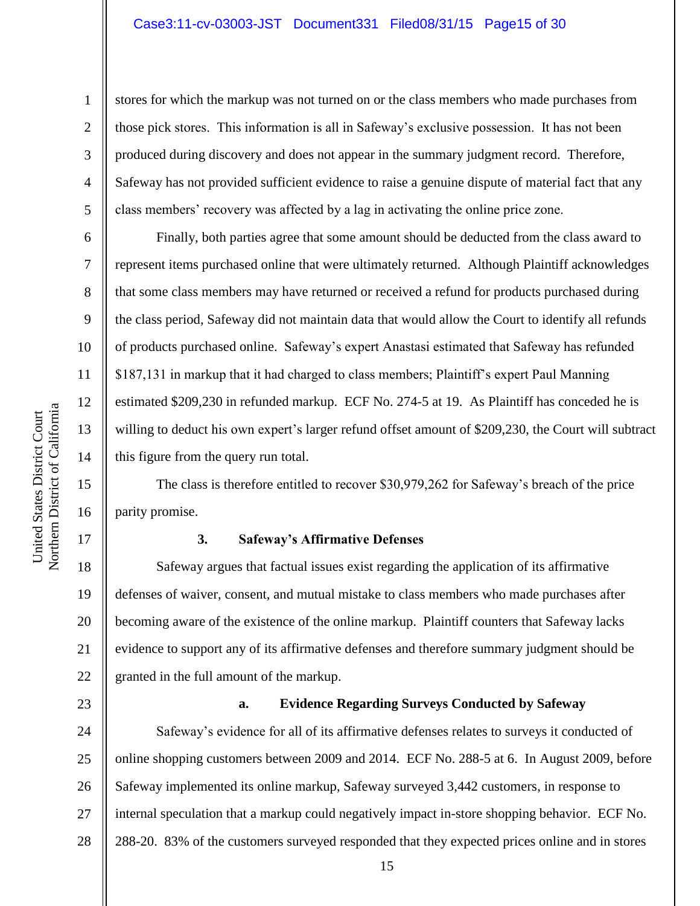stores for which the markup was not turned on or the class members who made purchases from those pick stores. This information is all in Safeway's exclusive possession. It has not been produced during discovery and does not appear in the summary judgment record. Therefore, Safeway has not provided sufficient evidence to raise a genuine dispute of material fact that any class members' recovery was affected by a lag in activating the online price zone.

Finally, both parties agree that some amount should be deducted from the class award to represent items purchased online that were ultimately returned. Although Plaintiff acknowledges that some class members may have returned or received a refund for products purchased during the class period, Safeway did not maintain data that would allow the Court to identify all refunds of products purchased online. Safeway's expert Anastasi estimated that Safeway has refunded $187,131 in markup that it had charged to class members; Plaintiff's expert Paul Manning estimated $209,230 in refunded markup. ECF No. 274-5 at 19. As Plaintiff has conceded he is willing to deduct his own expert's larger refund offset amount of $209,230, the Court will subtract this figure from the query run total.

The class is therefore entitled to recover $30,979,262 for Safeway's breach of the price parity promise.

### 3. Safeway's Affirmative Defenses

Safeway argues that factual issues exist regarding the application of its affirmative defenses of waiver, consent, and mutual mistake to class members who made purchases after becoming aware of the existence of the online markup. Plaintiff counters that Safeway lacks evidence to support any of its affirmative defenses and therefore summary judgment should be granted in the full amount of the markup.

#### a. Evidence Regarding Surveys Conducted by Safeway

Safeway's evidence for all of its affirmative defenses relates to surveys it conducted of online shopping customers between 2009 and 2014. ECF No. 288-5 at 6. In August 2009, before Safeway implemented its online markup, Safeway surveyed 3,442 customers, in response to internal speculation that a markup could negatively impact in-store shopping behavior. ECF No. 288-20. 83% of the customers surveyed responded that they expected prices online and in stores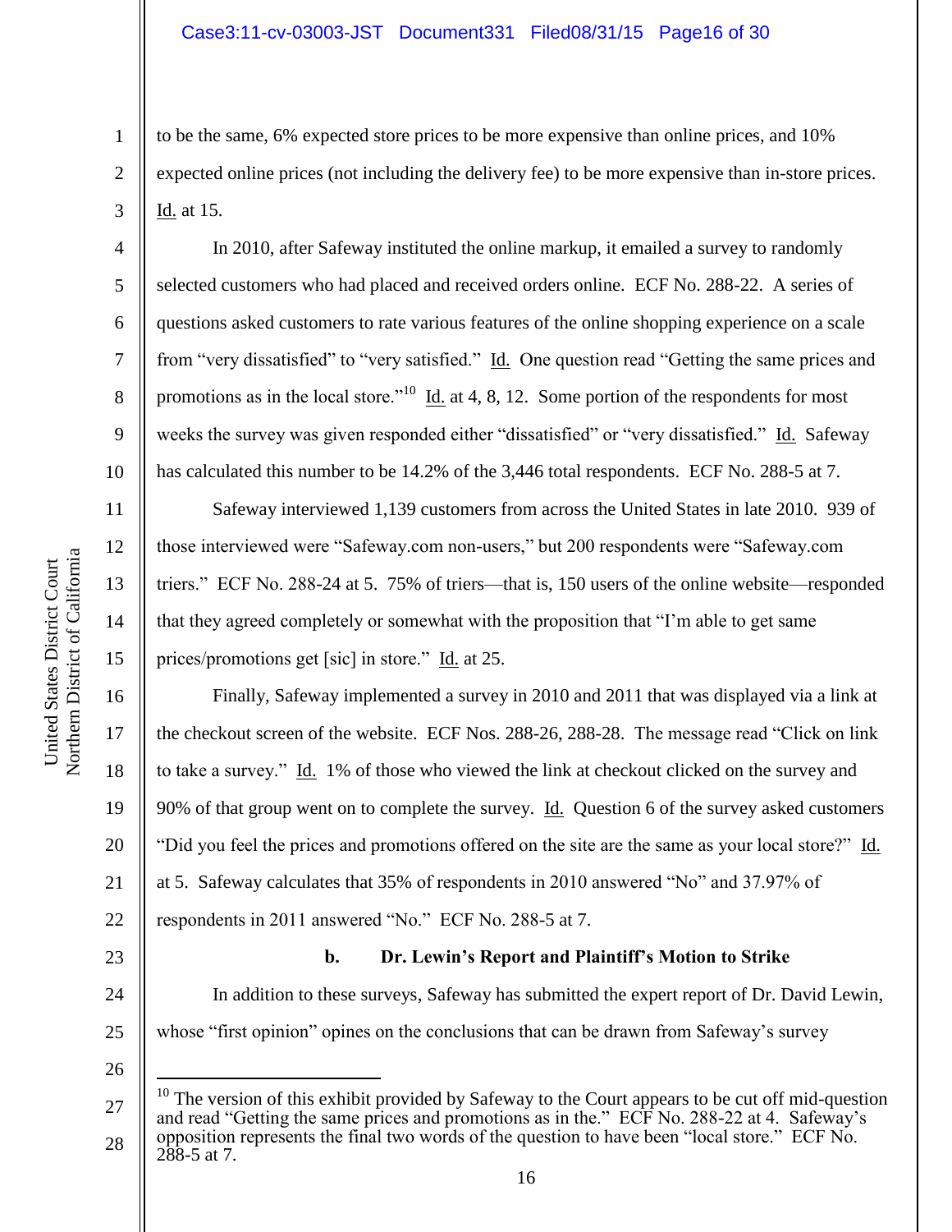to be the same, 6% expected store prices to be more expensive than online prices, and 10% expected online prices (not including the delivery fee) to be more expensive than in-store prices. Id. at 15.

In 2010, after Safeway instituted the online markup, it emailed a survey to randomly selected customers who had placed and received orders online. ECF No. 288-22. A series of questions asked customers to rate various features of the online shopping experience on a scale from "very dissatisfied" to "very satisfied." Id. One question read "Getting the same prices and promotions as in the local store."[10] Id. at 4, 8, 12. Some portion of the respondents for most weeks the survey was given responded either "dissatisfied" or "very dissatisfied." Id. Safeway has calculated this number to be 14.2% of the 3,446 total respondents. ECF No. 288-5 at 7.

Safeway interviewed 1,139 customers from across the United States in late 2010. 939 of those interviewed were "Safeway.com non-users," but 200 respondents were "Safeway.com triers." ECF No. 288-24 at 5. 75% of triers—that is, 150 users of the online website—responded that they agreed completely or somewhat with the proposition that "I'm able to get same prices/promotions get [sic] in store." Id. at 25.

Finally, Safeway implemented a survey in 2010 and 2011 that was displayed via a link at the checkout screen of the website. ECF Nos. 288-26, 288-28. The message read "Click on link to take a survey." Id. 1% of those who viewed the link at checkout clicked on the survey and 90% of that group went on to complete the survey. Id. Question 6 of the survey asked customers "Did you feel the prices and promotions offered on the site are the same as your local store?" Id. at 5. Safeway calculates that 35% of respondents in 2010 answered "No" and 37.97% of respondents in 2011 answered "No." ECF No. 288-5 at 7.

**b. Dr. Lewin's Report and Plaintiff's Motion to Strike**

In addition to these surveys, Safeway has submitted the expert report of Dr. David Lewin, whose "first opinion" opines on the conclusions that can be drawn from Safeway's survey

---

[10] The version of this exhibit provided by Safeway to the Court appears to be cut off mid-question and read "Getting the same prices and promotions as in the." ECF No. 288-22 at 4. Safeway's opposition represents the final two words of the question to have been "local store." ECF No. 288-5 at 7.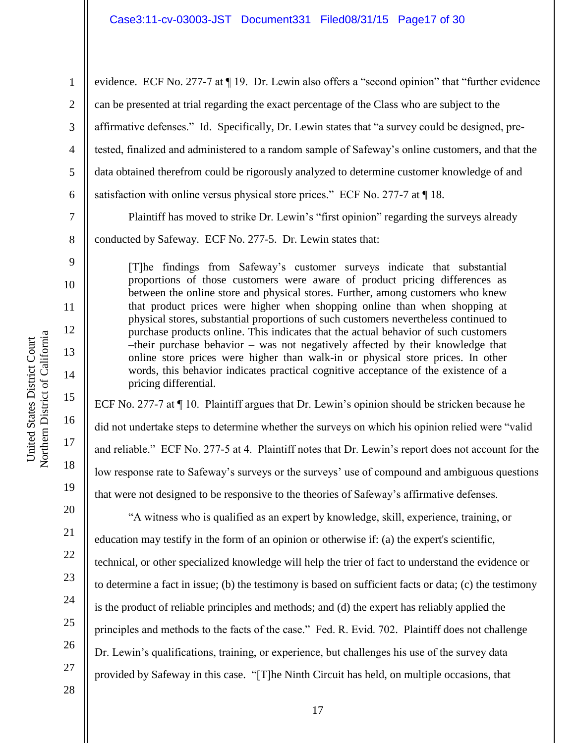evidence. ECF No. 277-7 at ¶ 19. Dr. Lewin also offers a "second opinion" that "further evidence can be presented at trial regarding the exact percentage of the Class who are subject to the affirmative defenses." Id. Specifically, Dr. Lewin states that "a survey could be designed, pre-tested, finalized and administered to a random sample of Safeway's online customers, and that the data obtained therefrom could be rigorously analyzed to determine customer knowledge of and satisfaction with online versus physical store prices." ECF No. 277-7 at ¶ 18.

Plaintiff has moved to strike Dr. Lewin's "first opinion" regarding the surveys already conducted by Safeway. ECF No. 277-5. Dr. Lewin states that:

> [T]he findings from Safeway's customer surveys indicate that substantial proportions of those customers were aware of product pricing differences as between the online store and physical stores. Further, among customers who knew that product prices were higher when shopping online than when shopping at physical stores, substantial proportions of such customers nevertheless continued to purchase products online. This indicates that the actual behavior of such customers –their purchase behavior – was not negatively affected by their knowledge that online store prices were higher than walk-in or physical store prices. In other words, this behavior indicates practical cognitive acceptance of the existence of a pricing differential.

ECF No. 277-7 at ¶ 10. Plaintiff argues that Dr. Lewin's opinion should be stricken because he did not undertake steps to determine whether the surveys on which his opinion relied were "valid and reliable." ECF No. 277-5 at 4. Plaintiff notes that Dr. Lewin's report does not account for the low response rate to Safeway's surveys or the surveys' use of compound and ambiguous questions that were not designed to be responsive to the theories of Safeway's affirmative defenses.

"A witness who is qualified as an expert by knowledge, skill, experience, training, or education may testify in the form of an opinion or otherwise if: (a) the expert's scientific, technical, or other specialized knowledge will help the trier of fact to understand the evidence or to determine a fact in issue; (b) the testimony is based on sufficient facts or data; (c) the testimony is the product of reliable principles and methods; and (d) the expert has reliably applied the principles and methods to the facts of the case." Fed. R. Evid. 702. Plaintiff does not challenge Dr. Lewin's qualifications, training, or experience, but challenges his use of the survey data provided by Safeway in this case. "[T]he Ninth Circuit has held, on multiple occasions, that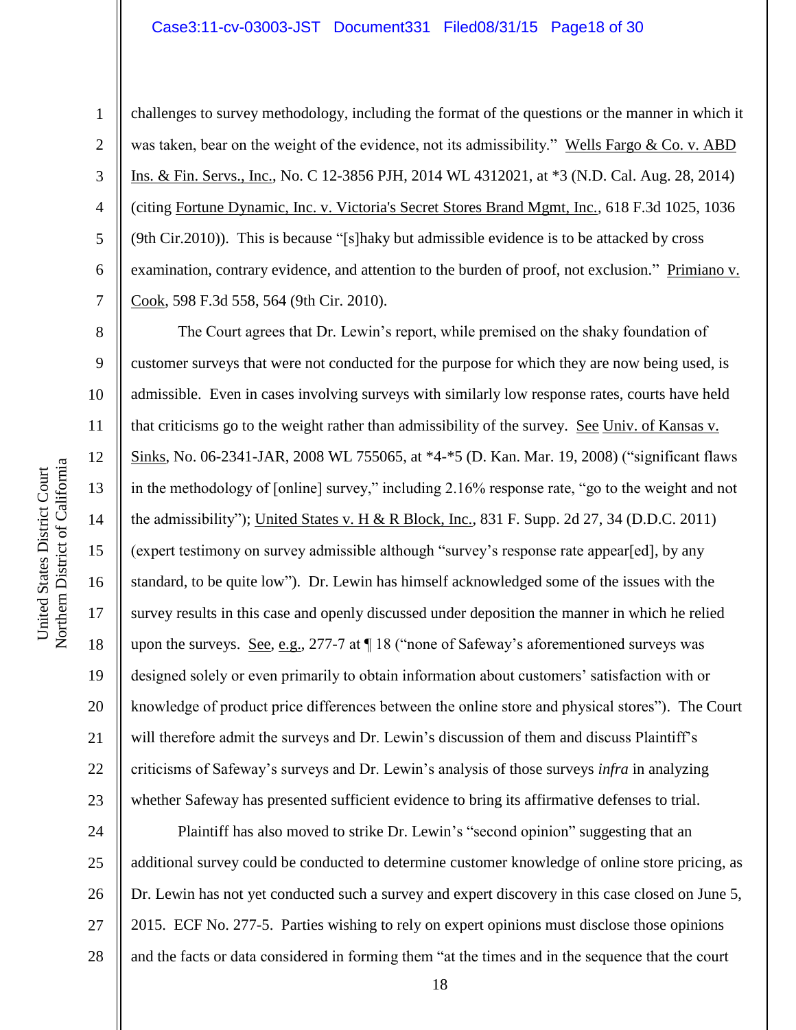challenges to survey methodology, including the format of the questions or the manner in which it was taken, bear on the weight of the evidence, not its admissibility." Wells Fargo & Co. v. ABD Ins. & Fin. Servs., Inc., No. C 12-3856 PJH, 2014 WL 4312021, at *3 (N.D. Cal. Aug. 28, 2014) (citing Fortune Dynamic, Inc. v. Victoria's Secret Stores Brand Mgmt, Inc., 618 F.3d 1025, 1036 (9th Cir.2010)). This is because "[s]haky but admissible evidence is to be attacked by cross examination, contrary evidence, and attention to the burden of proof, not exclusion." Primiano v. Cook, 598 F.3d 558, 564 (9th Cir. 2010).

The Court agrees that Dr. Lewin's report, while premised on the shaky foundation of customer surveys that were not conducted for the purpose for which they are now being used, is admissible. Even in cases involving surveys with similarly low response rates, courts have held that criticisms go to the weight rather than admissibility of the survey. See Univ. of Kansas v. Sinks, No. 06-2341-JAR, 2008 WL 755065, at *4-*5 (D. Kan. Mar. 19, 2008) ("significant flaws in the methodology of [online] survey," including 2.16% response rate, "go to the weight and not the admissibility"); United States v. H & R Block, Inc., 831 F. Supp. 2d 27, 34 (D.D.C. 2011) (expert testimony on survey admissible although "survey's response rate appear[ed], by any standard, to be quite low"). Dr. Lewin has himself acknowledged some of the issues with the survey results in this case and openly discussed under deposition the manner in which he relied upon the surveys. See, e.g., 277-7 at ¶ 18 ("none of Safeway's aforementioned surveys was designed solely or even primarily to obtain information about customers' satisfaction with or knowledge of product price differences between the online store and physical stores"). The Court will therefore admit the surveys and Dr. Lewin's discussion of them and discuss Plaintiff's criticisms of Safeway's surveys and Dr. Lewin's analysis of those surveys *infra* in analyzing whether Safeway has presented sufficient evidence to bring its affirmative defenses to trial.

Plaintiff has also moved to strike Dr. Lewin's "second opinion" suggesting that an additional survey could be conducted to determine customer knowledge of online store pricing, as Dr. Lewin has not yet conducted such a survey and expert discovery in this case closed on June 5, 2015. ECF No. 277-5. Parties wishing to rely on expert opinions must disclose those opinions and the facts or data considered in forming them "at the times and in the sequence that the court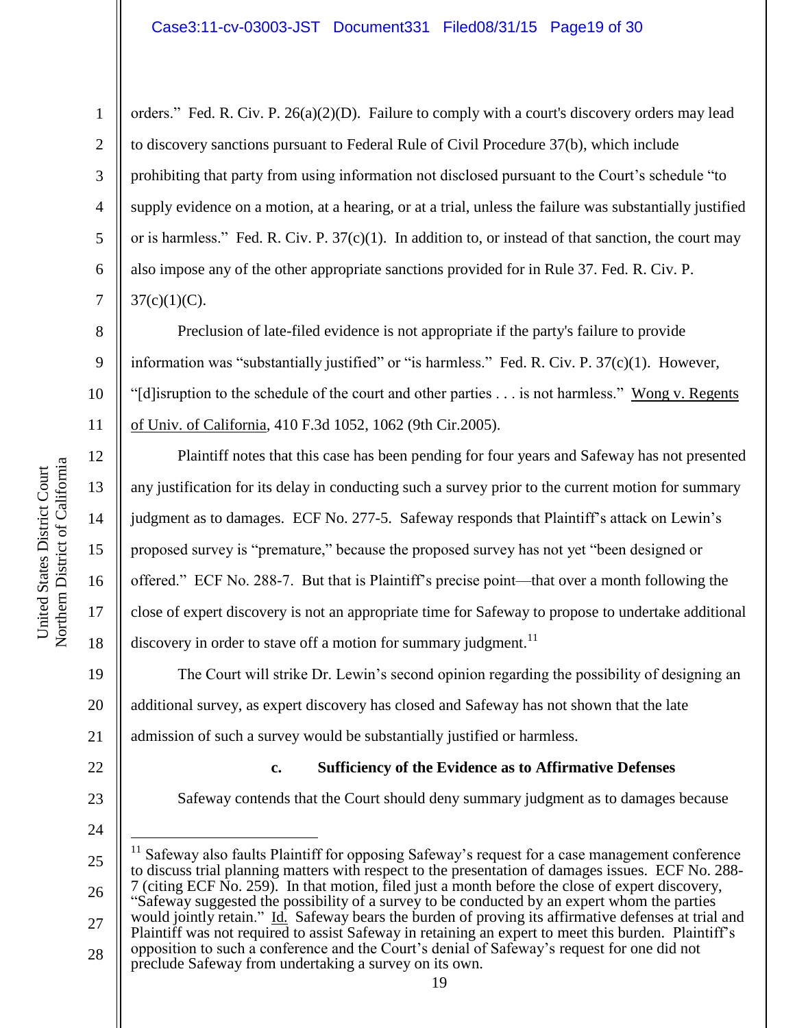orders." Fed. R. Civ. P. 26(a)(2)(D). Failure to comply with a court's discovery orders may lead to discovery sanctions pursuant to Federal Rule of Civil Procedure 37(b), which include prohibiting that party from using information not disclosed pursuant to the Court's schedule "to supply evidence on a motion, at a hearing, or at a trial, unless the failure was substantially justified or is harmless." Fed. R. Civ. P. 37(c)(1). In addition to, or instead of that sanction, the court may also impose any of the other appropriate sanctions provided for in Rule 37. Fed. R. Civ. P. 37(c)(1)(C).

Preclusion of late-filed evidence is not appropriate if the party's failure to provide information was "substantially justified" or "is harmless." Fed. R. Civ. P. 37(c)(1). However, "[d]isruption to the schedule of the court and other parties . . . is not harmless." Wong v. Regents of Univ. of California, 410 F.3d 1052, 1062 (9th Cir.2005).

Plaintiff notes that this case has been pending for four years and Safeway has not presented any justification for its delay in conducting such a survey prior to the current motion for summary judgment as to damages. ECF No. 277-5. Safeway responds that Plaintiff's attack on Lewin's proposed survey is "premature," because the proposed survey has not yet "been designed or offered." ECF No. 288-7. But that is Plaintiff's precise point—that over a month following the close of expert discovery is not an appropriate time for Safeway to propose to undertake additional discovery in order to stave off a motion for summary judgment.[11]

The Court will strike Dr. Lewin's second opinion regarding the possibility of designing an additional survey, as expert discovery has closed and Safeway has not shown that the late admission of such a survey would be substantially justified or harmless.

**c. Sufficiency of the Evidence as to Affirmative Defenses**

Safeway contends that the Court should deny summary judgment as to damages because

---

[11] Safeway also faults Plaintiff for opposing Safeway's request for a case management conference to discuss trial planning matters with respect to the presentation of damages issues. ECF No. 288-7 (citing ECF No. 259). In that motion, filed just a month before the close of expert discovery, "Safeway suggested the possibility of a survey to be conducted by an expert whom the parties would jointly retain." Id. Safeway bears the burden of proving its affirmative defenses at trial and Plaintiff was not required to assist Safeway in retaining an expert to meet this burden. Plaintiff's opposition to such a conference and the Court's denial of Safeway's request for one did not preclude Safeway from undertaking a survey on its own.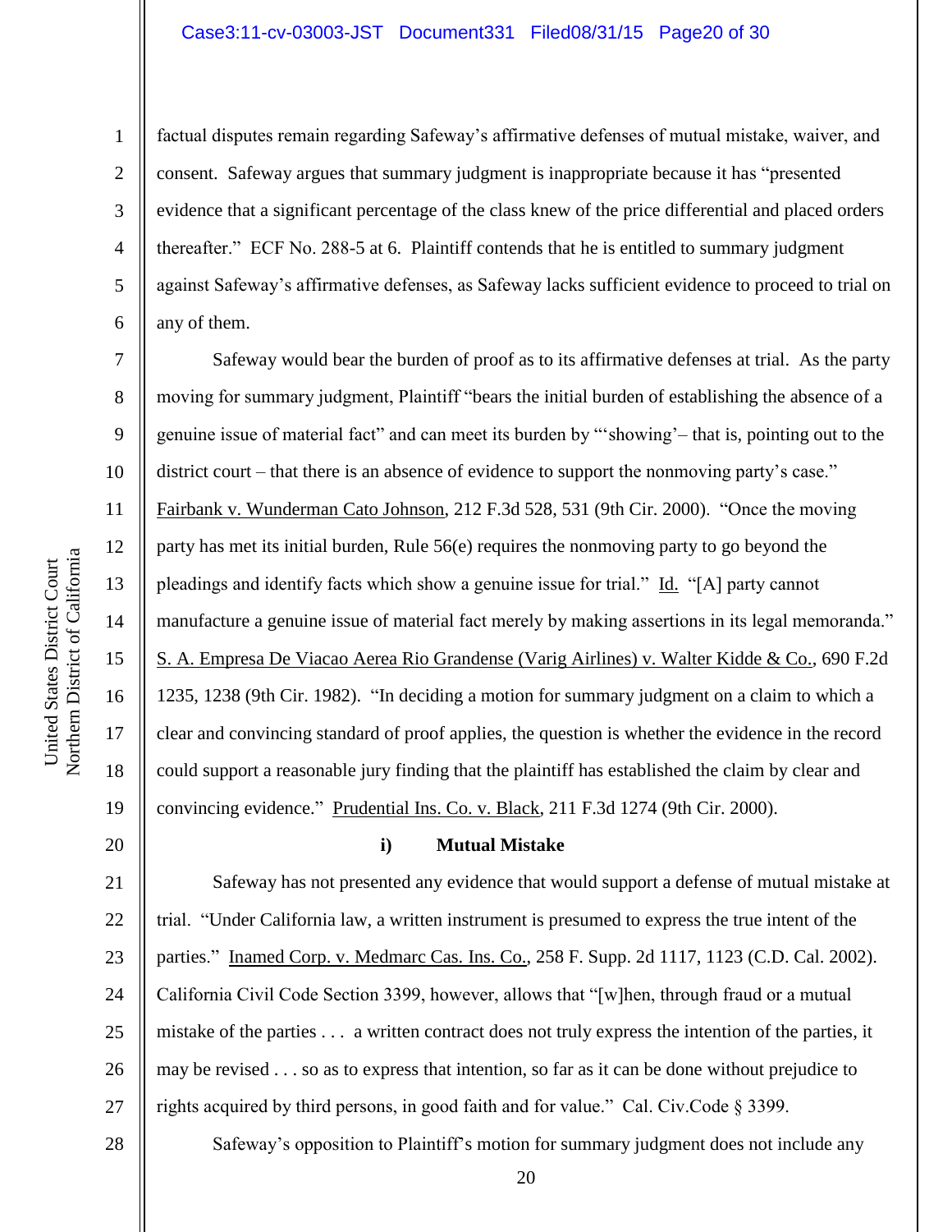factual disputes remain regarding Safeway's affirmative defenses of mutual mistake, waiver, and consent. Safeway argues that summary judgment is inappropriate because it has "presented evidence that a significant percentage of the class knew of the price differential and placed orders thereafter." ECF No. 288-5 at 6. Plaintiff contends that he is entitled to summary judgment against Safeway's affirmative defenses, as Safeway lacks sufficient evidence to proceed to trial on any of them.

Safeway would bear the burden of proof as to its affirmative defenses at trial. As the party moving for summary judgment, Plaintiff "bears the initial burden of establishing the absence of a genuine issue of material fact" and can meet its burden by "'showing'– that is, pointing out to the district court – that there is an absence of evidence to support the nonmoving party's case." Fairbank v. Wunderman Cato Johnson, 212 F.3d 528, 531 (9th Cir. 2000). "Once the moving party has met its initial burden, Rule 56(e) requires the nonmoving party to go beyond the pleadings and identify facts which show a genuine issue for trial." Id. "[A] party cannot manufacture a genuine issue of material fact merely by making assertions in its legal memoranda." S. A. Empresa De Viacao Aerea Rio Grandense (Varig Airlines) v. Walter Kidde & Co., 690 F.2d 1235, 1238 (9th Cir. 1982). "In deciding a motion for summary judgment on a claim to which a clear and convincing standard of proof applies, the question is whether the evidence in the record could support a reasonable jury finding that the plaintiff has established the claim by clear and convincing evidence." Prudential Ins. Co. v. Black, 211 F.3d 1274 (9th Cir. 2000).

**i) Mutual Mistake**

Safeway has not presented any evidence that would support a defense of mutual mistake at trial. "Under California law, a written instrument is presumed to express the true intent of the parties." Inamed Corp. v. Medmarc Cas. Ins. Co., 258 F. Supp. 2d 1117, 1123 (C.D. Cal. 2002). California Civil Code Section 3399, however, allows that "[w]hen, through fraud or a mutual mistake of the parties . . . a written contract does not truly express the intention of the parties, it may be revised . . . so as to express that intention, so far as it can be done without prejudice to rights acquired by third persons, in good faith and for value." Cal. Civ.Code § 3399.

Safeway's opposition to Plaintiff's motion for summary judgment does not include any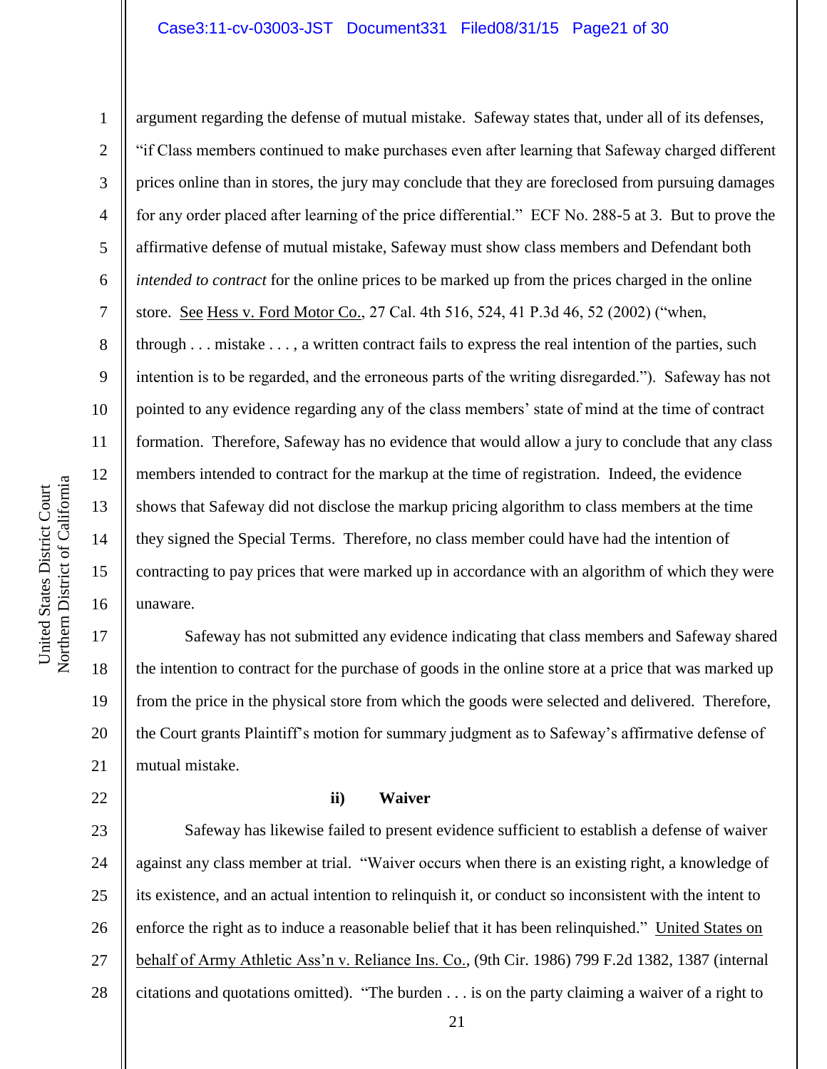argument regarding the defense of mutual mistake. Safeway states that, under all of its defenses, "if Class members continued to make purchases even after learning that Safeway charged different prices online than in stores, the jury may conclude that they are foreclosed from pursuing damages for any order placed after learning of the price differential." ECF No. 288-5 at 3. But to prove the affirmative defense of mutual mistake, Safeway must show class members and Defendant both *intended to contract* for the online prices to be marked up from the prices charged in the online store. See Hess v. Ford Motor Co., 27 Cal. 4th 516, 524, 41 P.3d 46, 52 (2002) ("when, through . . . mistake . . . , a written contract fails to express the real intention of the parties, such intention is to be regarded, and the erroneous parts of the writing disregarded."). Safeway has not pointed to any evidence regarding any of the class members' state of mind at the time of contract formation. Therefore, Safeway has no evidence that would allow a jury to conclude that any class members intended to contract for the markup at the time of registration. Indeed, the evidence shows that Safeway did not disclose the markup pricing algorithm to class members at the time they signed the Special Terms. Therefore, no class member could have had the intention of contracting to pay prices that were marked up in accordance with an algorithm of which they were unaware.

Safeway has not submitted any evidence indicating that class members and Safeway shared the intention to contract for the purchase of goods in the online store at a price that was marked up from the price in the physical store from which the goods were selected and delivered. Therefore, the Court grants Plaintiff's motion for summary judgment as to Safeway's affirmative defense of mutual mistake.

**ii) Waiver**

Safeway has likewise failed to present evidence sufficient to establish a defense of waiver against any class member at trial. "Waiver occurs when there is an existing right, a knowledge of its existence, and an actual intention to relinquish it, or conduct so inconsistent with the intent to enforce the right as to induce a reasonable belief that it has been relinquished." United States on behalf of Army Athletic Ass'n v. Reliance Ins. Co., (9th Cir. 1986) 799 F.2d 1382, 1387 (internal citations and quotations omitted). "The burden . . . is on the party claiming a waiver of a right to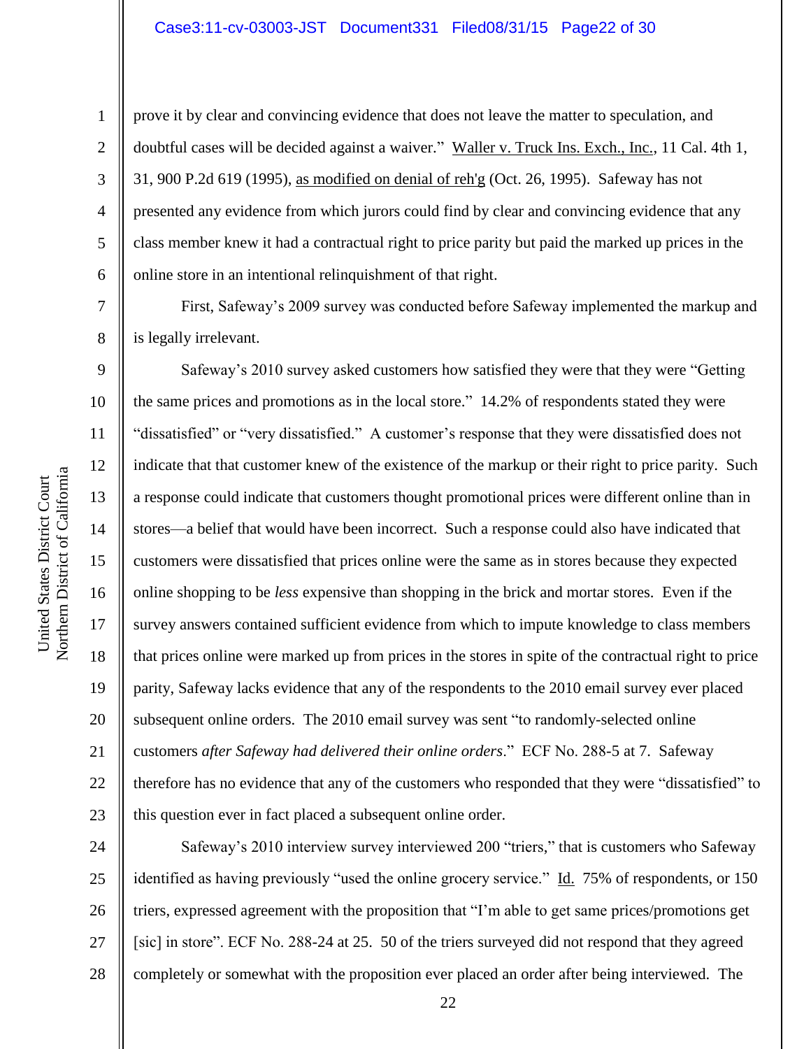prove it by clear and convincing evidence that does not leave the matter to speculation, and doubtful cases will be decided against a waiver." Waller v. Truck Ins. Exch., Inc., 11 Cal. 4th 1, 31, 900 P.2d 619 (1995), as modified on denial of reh'g (Oct. 26, 1995). Safeway has not presented any evidence from which jurors could find by clear and convincing evidence that any class member knew it had a contractual right to price parity but paid the marked up prices in the online store in an intentional relinquishment of that right.

First, Safeway's 2009 survey was conducted before Safeway implemented the markup and is legally irrelevant.

Safeway's 2010 survey asked customers how satisfied they were that they were "Getting the same prices and promotions as in the local store." 14.2% of respondents stated they were "dissatisfied" or "very dissatisfied." A customer's response that they were dissatisfied does not indicate that that customer knew of the existence of the markup or their right to price parity. Such a response could indicate that customers thought promotional prices were different online than in stores—a belief that would have been incorrect. Such a response could also have indicated that customers were dissatisfied that prices online were the same as in stores because they expected online shopping to be *less* expensive than shopping in the brick and mortar stores. Even if the survey answers contained sufficient evidence from which to impute knowledge to class members that prices online were marked up from prices in the stores in spite of the contractual right to price parity, Safeway lacks evidence that any of the respondents to the 2010 email survey ever placed subsequent online orders. The 2010 email survey was sent "to randomly-selected online customers *after Safeway had delivered their online orders*." ECF No. 288-5 at 7. Safeway therefore has no evidence that any of the customers who responded that they were "dissatisfied" to this question ever in fact placed a subsequent online order.

Safeway's 2010 interview survey interviewed 200 "triers," that is customers who Safeway identified as having previously "used the online grocery service." Id. 75% of respondents, or 150 triers, expressed agreement with the proposition that "I'm able to get same prices/promotions get [sic] in store". ECF No. 288-24 at 25. 50 of the triers surveyed did not respond that they agreed completely or somewhat with the proposition ever placed an order after being interviewed. The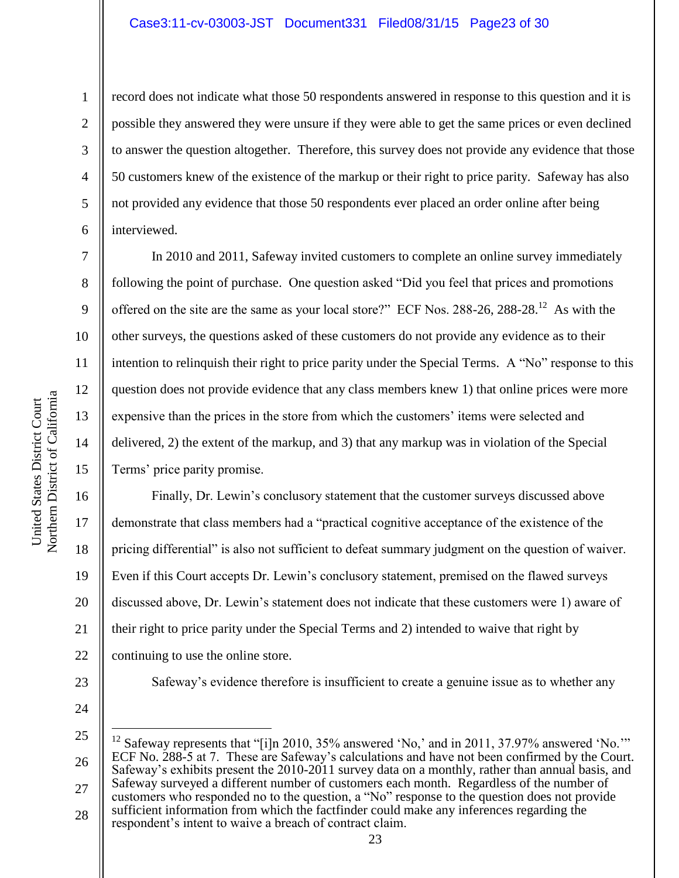record does not indicate what those 50 respondents answered in response to this question and it is possible they answered they were unsure if they were able to get the same prices or even declined to answer the question altogether. Therefore, this survey does not provide any evidence that those 50 customers knew of the existence of the markup or their right to price parity. Safeway has also not provided any evidence that those 50 respondents ever placed an order online after being interviewed.

In 2010 and 2011, Safeway invited customers to complete an online survey immediately following the point of purchase. One question asked "Did you feel that prices and promotions offered on the site are the same as your local store?" ECF Nos. 288-26, 288-28.[12] As with the other surveys, the questions asked of these customers do not provide any evidence as to their intention to relinquish their right to price parity under the Special Terms. A "No" response to this question does not provide evidence that any class members knew 1) that online prices were more expensive than the prices in the store from which the customers' items were selected and delivered, 2) the extent of the markup, and 3) that any markup was in violation of the Special Terms' price parity promise.

Finally, Dr. Lewin's conclusory statement that the customer surveys discussed above demonstrate that class members had a "practical cognitive acceptance of the existence of the pricing differential" is also not sufficient to defeat summary judgment on the question of waiver. Even if this Court accepts Dr. Lewin's conclusory statement, premised on the flawed surveys discussed above, Dr. Lewin's statement does not indicate that these customers were 1) aware of their right to price parity under the Special Terms and 2) intended to waive that right by continuing to use the online store.

Safeway's evidence therefore is insufficient to create a genuine issue as to whether any

---

[12] Safeway represents that "[i]n 2010, 35% answered 'No,' and in 2011, 37.97% answered 'No.'" ECF No. 288-5 at 7. These are Safeway's calculations and have not been confirmed by the Court. Safeway's exhibits present the 2010-2011 survey data on a monthly, rather than annual basis, and Safeway surveyed a different number of customers each month. Regardless of the number of customers who responded no to the question, a "No" response to the question does not provide sufficient information from which the factfinder could make any inferences regarding the respondent's intent to waive a breach of contract claim.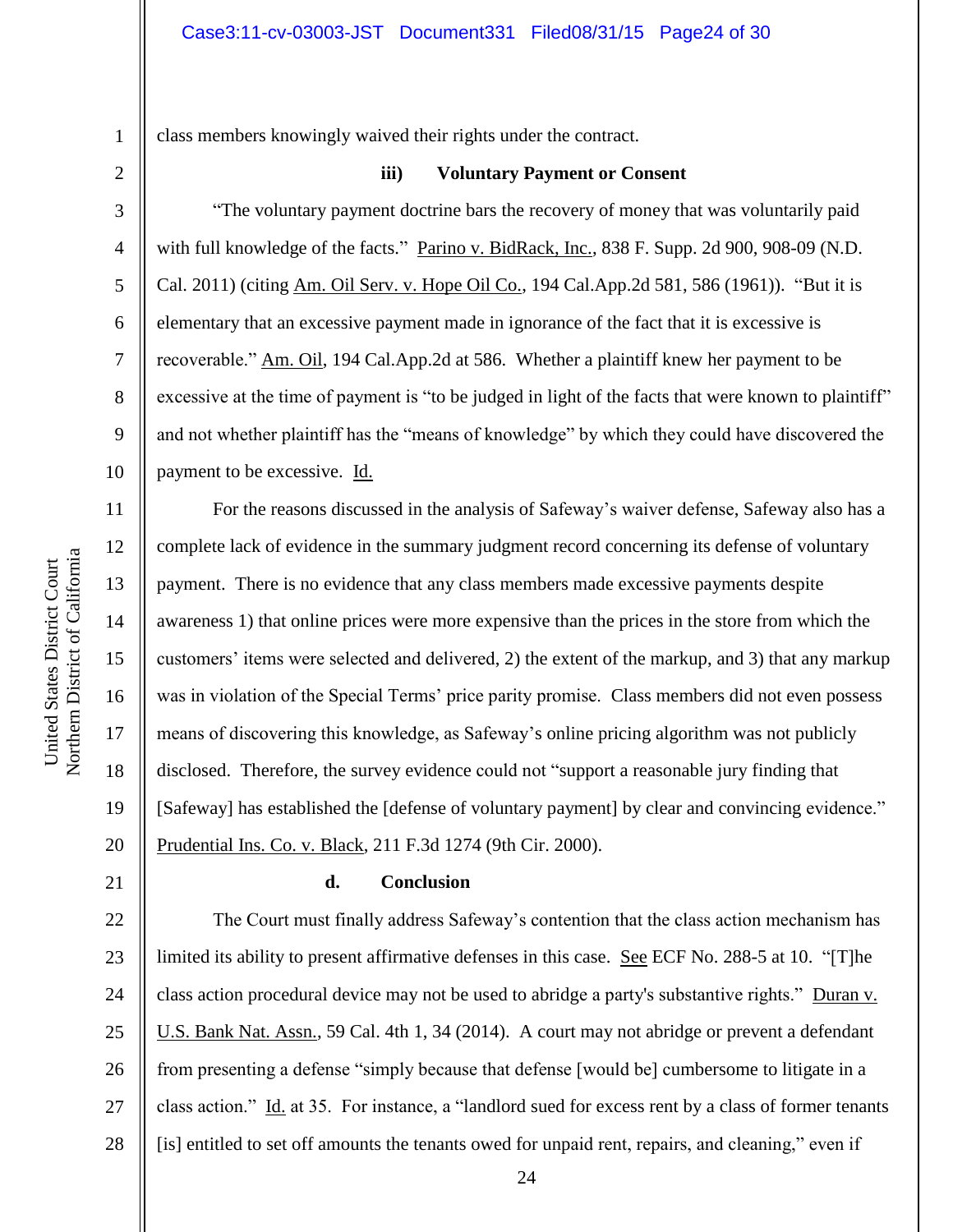class members knowingly waived their rights under the contract.

**iii) Voluntary Payment or Consent**

"The voluntary payment doctrine bars the recovery of money that was voluntarily paid with full knowledge of the facts." Parino v. BidRack, Inc., 838 F. Supp. 2d 900, 908-09 (N.D. Cal. 2011) (citing Am. Oil Serv. v. Hope Oil Co., 194 Cal.App.2d 581, 586 (1961)). "But it is elementary that an excessive payment made in ignorance of the fact that it is excessive is recoverable." Am. Oil, 194 Cal.App.2d at 586. Whether a plaintiff knew her payment to be excessive at the time of payment is "to be judged in light of the facts that were known to plaintiff" and not whether plaintiff has the "means of knowledge" by which they could have discovered the payment to be excessive. Id.

For the reasons discussed in the analysis of Safeway's waiver defense, Safeway also has a complete lack of evidence in the summary judgment record concerning its defense of voluntary payment. There is no evidence that any class members made excessive payments despite awareness 1) that online prices were more expensive than the prices in the store from which the customers' items were selected and delivered, 2) the extent of the markup, and 3) that any markup was in violation of the Special Terms' price parity promise. Class members did not even possess means of discovering this knowledge, as Safeway's online pricing algorithm was not publicly disclosed. Therefore, the survey evidence could not "support a reasonable jury finding that [Safeway] has established the [defense of voluntary payment] by clear and convincing evidence." Prudential Ins. Co. v. Black, 211 F.3d 1274 (9th Cir. 2000).

**d. Conclusion**

The Court must finally address Safeway's contention that the class action mechanism has limited its ability to present affirmative defenses in this case. See ECF No. 288-5 at 10. "[T]he class action procedural device may not be used to abridge a party's substantive rights." Duran v. U.S. Bank Nat. Assn., 59 Cal. 4th 1, 34 (2014). A court may not abridge or prevent a defendant from presenting a defense "simply because that defense [would be] cumbersome to litigate in a class action." Id. at 35. For instance, a "landlord sued for excess rent by a class of former tenants [is] entitled to set off amounts the tenants owed for unpaid rent, repairs, and cleaning," even if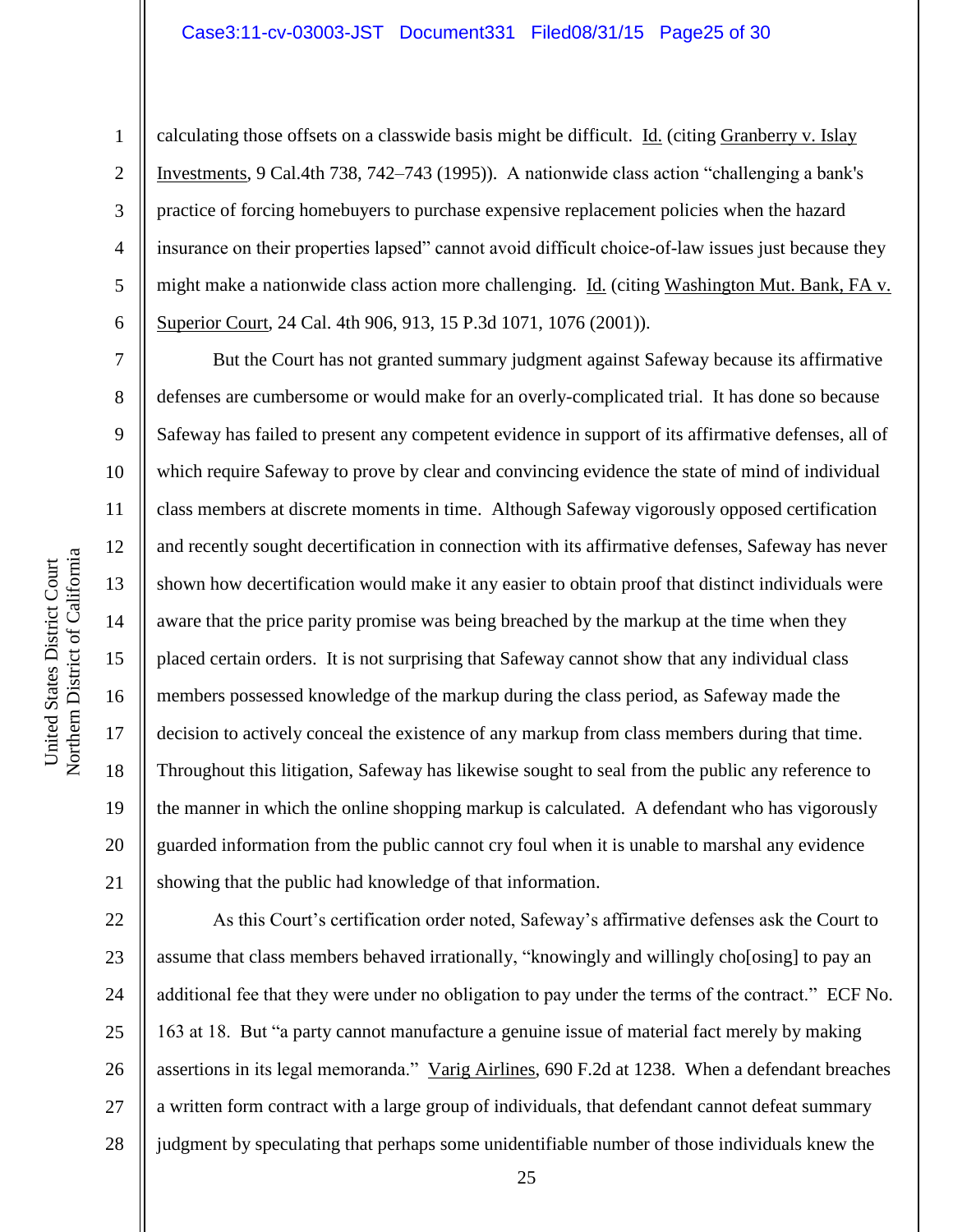calculating those offsets on a classwide basis might be difficult. Id. (citing Granberry v. Islay Investments, 9 Cal.4th 738, 742–743 (1995)). A nationwide class action "challenging a bank's practice of forcing homebuyers to purchase expensive replacement policies when the hazard insurance on their properties lapsed" cannot avoid difficult choice-of-law issues just because they might make a nationwide class action more challenging. Id. (citing Washington Mut. Bank, FA v. Superior Court, 24 Cal. 4th 906, 913, 15 P.3d 1071, 1076 (2001)).

But the Court has not granted summary judgment against Safeway because its affirmative defenses are cumbersome or would make for an overly-complicated trial. It has done so because Safeway has failed to present any competent evidence in support of its affirmative defenses, all of which require Safeway to prove by clear and convincing evidence the state of mind of individual class members at discrete moments in time. Although Safeway vigorously opposed certification and recently sought decertification in connection with its affirmative defenses, Safeway has never shown how decertification would make it any easier to obtain proof that distinct individuals were aware that the price parity promise was being breached by the markup at the time when they placed certain orders. It is not surprising that Safeway cannot show that any individual class members possessed knowledge of the markup during the class period, as Safeway made the decision to actively conceal the existence of any markup from class members during that time. Throughout this litigation, Safeway has likewise sought to seal from the public any reference to the manner in which the online shopping markup is calculated. A defendant who has vigorously guarded information from the public cannot cry foul when it is unable to marshal any evidence showing that the public had knowledge of that information.

As this Court's certification order noted, Safeway's affirmative defenses ask the Court to assume that class members behaved irrationally, "knowingly and willingly cho[osing] to pay an additional fee that they were under no obligation to pay under the terms of the contract." ECF No. 163 at 18. But "a party cannot manufacture a genuine issue of material fact merely by making assertions in its legal memoranda." Varig Airlines, 690 F.2d at 1238. When a defendant breaches a written form contract with a large group of individuals, that defendant cannot defeat summary judgment by speculating that perhaps some unidentifiable number of those individuals knew the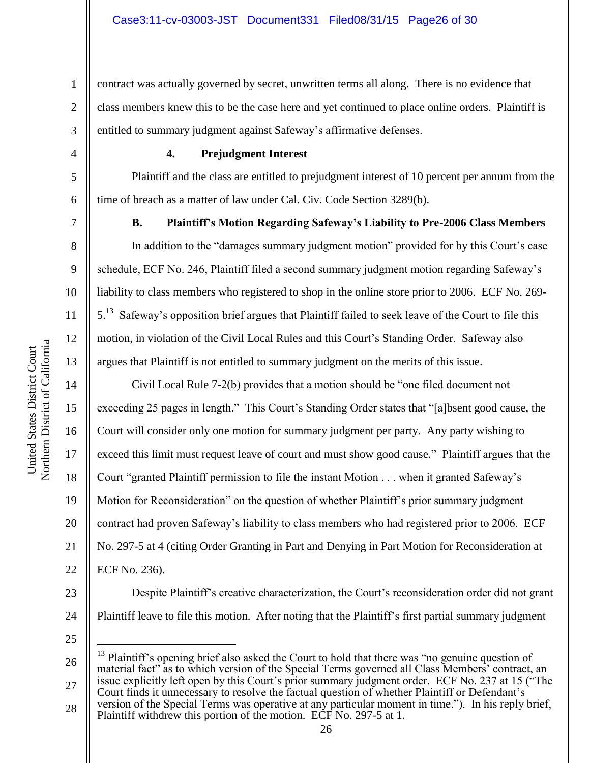contract was actually governed by secret, unwritten terms all along. There is no evidence that class members knew this to be the case here and yet continued to place online orders. Plaintiff is entitled to summary judgment against Safeway's affirmative defenses.

#### 4. Prejudgment Interest

Plaintiff and the class are entitled to prejudgment interest of 10 percent per annum from the time of breach as a matter of law under Cal. Civ. Code Section 3289(b).

### B. Plaintiff's Motion Regarding Safeway's Liability to Pre-2006 Class Members

In addition to the "damages summary judgment motion" provided for by this Court's case schedule, ECF No. 246, Plaintiff filed a second summary judgment motion regarding Safeway's liability to class members who registered to shop in the online store prior to 2006. ECF No. 269-5.[13] Safeway's opposition brief argues that Plaintiff failed to seek leave of the Court to file this motion, in violation of the Civil Local Rules and this Court's Standing Order. Safeway also argues that Plaintiff is not entitled to summary judgment on the merits of this issue.

Civil Local Rule 7-2(b) provides that a motion should be "one filed document not exceeding 25 pages in length." This Court's Standing Order states that "[a]bsent good cause, the Court will consider only one motion for summary judgment per party. Any party wishing to exceed this limit must request leave of court and must show good cause." Plaintiff argues that the Court "granted Plaintiff permission to file the instant Motion . . . when it granted Safeway's Motion for Reconsideration" on the question of whether Plaintiff's prior summary judgment contract had proven Safeway's liability to class members who had registered prior to 2006. ECF No. 297-5 at 4 (citing Order Granting in Part and Denying in Part Motion for Reconsideration at ECF No. 236).

Despite Plaintiff's creative characterization, the Court's reconsideration order did not grant Plaintiff leave to file this motion. After noting that the Plaintiff's first partial summary judgment

---

[13] Plaintiff's opening brief also asked the Court to hold that there was "no genuine question of material fact" as to which version of the Special Terms governed all Class Members' contract, an issue explicitly left open by this Court's prior summary judgment order. ECF No. 237 at 15 ("The Court finds it unnecessary to resolve the factual question of whether Plaintiff or Defendant's version of the Special Terms was operative at any particular moment in time."). In his reply brief, Plaintiff withdrew this portion of the motion. ECF No. 297-5 at 1.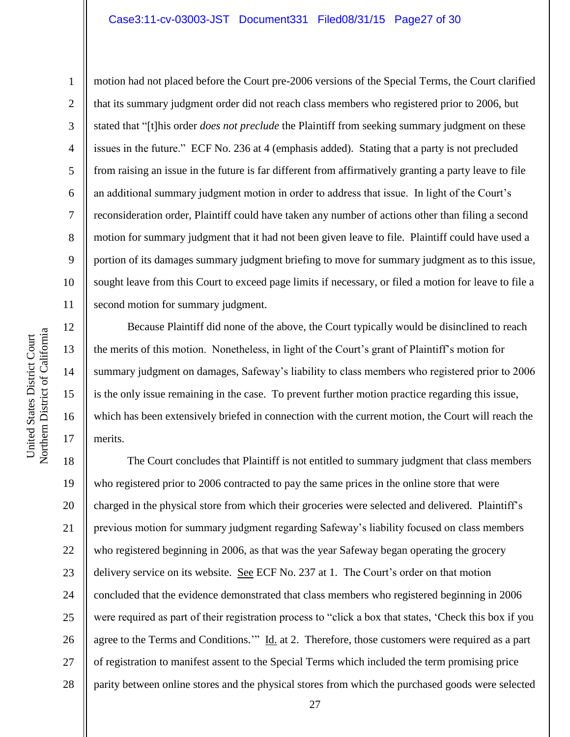motion had not placed before the Court pre-2006 versions of the Special Terms, the Court clarified that its summary judgment order did not reach class members who registered prior to 2006, but stated that "[t]his order *does not preclude* the Plaintiff from seeking summary judgment on these issues in the future." ECF No. 236 at 4 (emphasis added). Stating that a party is not precluded from raising an issue in the future is far different from affirmatively granting a party leave to file an additional summary judgment motion in order to address that issue. In light of the Court's reconsideration order, Plaintiff could have taken any number of actions other than filing a second motion for summary judgment that it had not been given leave to file. Plaintiff could have used a portion of its damages summary judgment briefing to move for summary judgment as to this issue, sought leave from this Court to exceed page limits if necessary, or filed a motion for leave to file a second motion for summary judgment.

Because Plaintiff did none of the above, the Court typically would be disinclined to reach the merits of this motion. Nonetheless, in light of the Court's grant of Plaintiff's motion for summary judgment on damages, Safeway's liability to class members who registered prior to 2006 is the only issue remaining in the case. To prevent further motion practice regarding this issue, which has been extensively briefed in connection with the current motion, the Court will reach the merits.

The Court concludes that Plaintiff is not entitled to summary judgment that class members who registered prior to 2006 contracted to pay the same prices in the online store that were charged in the physical store from which their groceries were selected and delivered. Plaintiff's previous motion for summary judgment regarding Safeway's liability focused on class members who registered beginning in 2006, as that was the year Safeway began operating the grocery delivery service on its website. See ECF No. 237 at 1. The Court's order on that motion concluded that the evidence demonstrated that class members who registered beginning in 2006 were required as part of their registration process to "click a box that states, 'Check this box if you agree to the Terms and Conditions.'" Id. at 2. Therefore, those customers were required as a part of registration to manifest assent to the Special Terms which included the term promising price parity between online stores and the physical stores from which the purchased goods were selected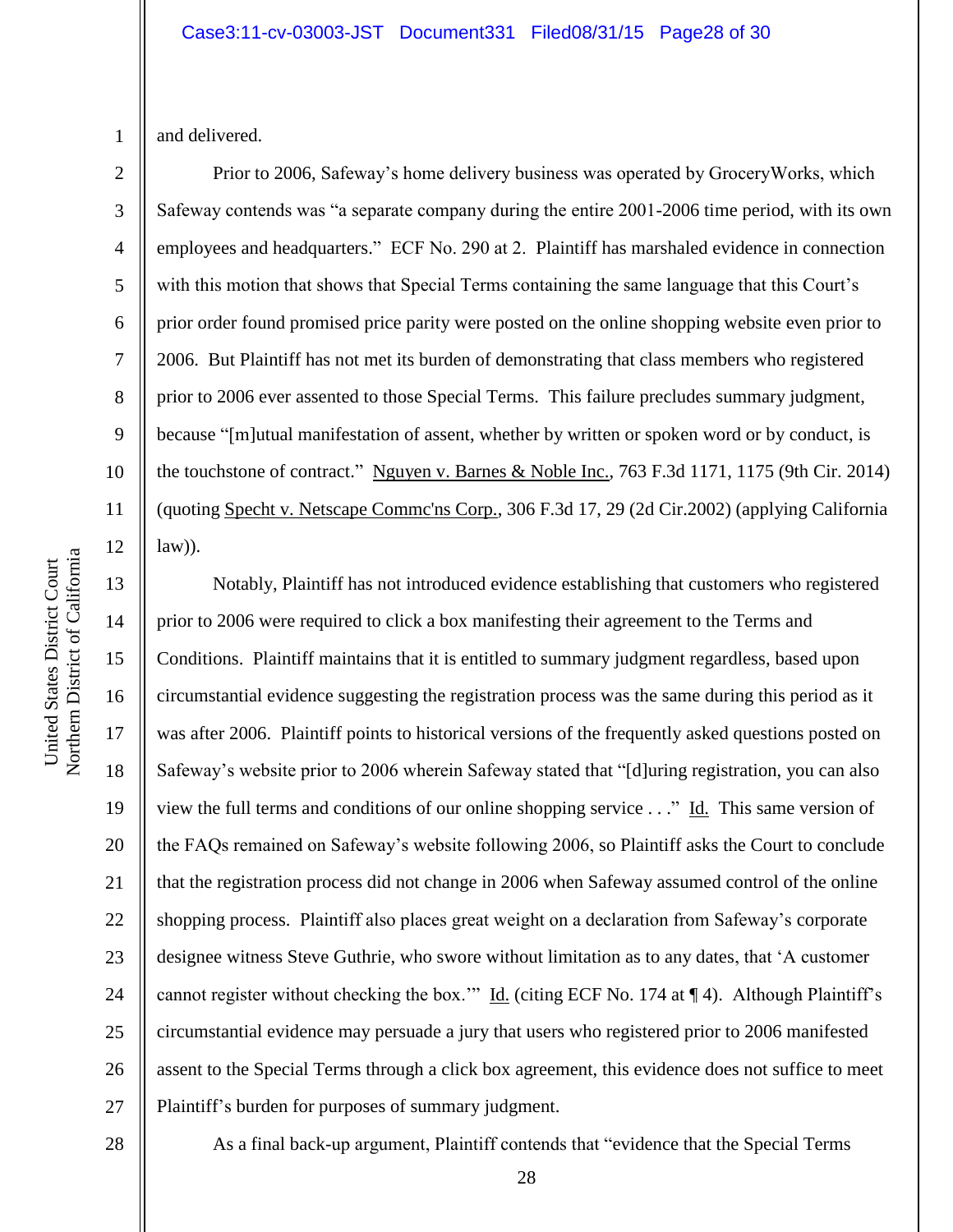and delivered.

Prior to 2006, Safeway's home delivery business was operated by GroceryWorks, which Safeway contends was "a separate company during the entire 2001-2006 time period, with its own employees and headquarters." ECF No. 290 at 2. Plaintiff has marshaled evidence in connection with this motion that shows that Special Terms containing the same language that this Court's prior order found promised price parity were posted on the online shopping website even prior to 2006. But Plaintiff has not met its burden of demonstrating that class members who registered prior to 2006 ever assented to those Special Terms. This failure precludes summary judgment, because "[m]utual manifestation of assent, whether by written or spoken word or by conduct, is the touchstone of contract." Nguyen v. Barnes & Noble Inc., 763 F.3d 1171, 1175 (9th Cir. 2014) (quoting Specht v. Netscape Commc'ns Corp., 306 F.3d 17, 29 (2d Cir.2002) (applying California law)).

Notably, Plaintiff has not introduced evidence establishing that customers who registered prior to 2006 were required to click a box manifesting their agreement to the Terms and Conditions. Plaintiff maintains that it is entitled to summary judgment regardless, based upon circumstantial evidence suggesting the registration process was the same during this period as it was after 2006. Plaintiff points to historical versions of the frequently asked questions posted on Safeway's website prior to 2006 wherein Safeway stated that "[d]uring registration, you can also view the full terms and conditions of our online shopping service . . ." Id. This same version of the FAQs remained on Safeway's website following 2006, so Plaintiff asks the Court to conclude that the registration process did not change in 2006 when Safeway assumed control of the online shopping process. Plaintiff also places great weight on a declaration from Safeway's corporate designee witness Steve Guthrie, who swore without limitation as to any dates, that 'A customer cannot register without checking the box.'" Id. (citing ECF No. 174 at ¶ 4). Although Plaintiff's circumstantial evidence may persuade a jury that users who registered prior to 2006 manifested assent to the Special Terms through a click box agreement, this evidence does not suffice to meet Plaintiff's burden for purposes of summary judgment.

As a final back-up argument, Plaintiff contends that "evidence that the Special Terms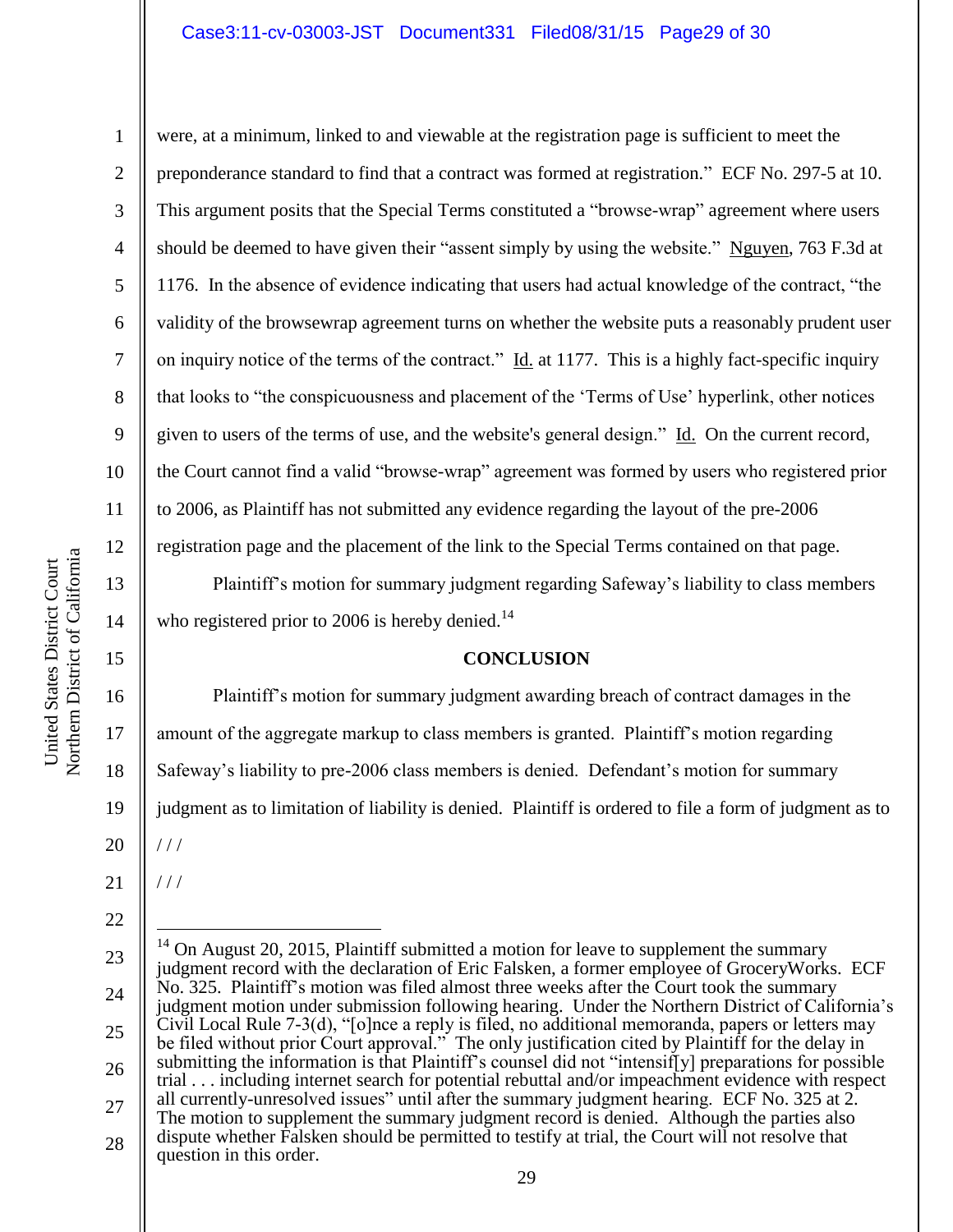were, at a minimum, linked to and viewable at the registration page is sufficient to meet the preponderance standard to find that a contract was formed at registration." ECF No. 297-5 at 10. This argument posits that the Special Terms constituted a "browse-wrap" agreement where users should be deemed to have given their "assent simply by using the website." Nguyen, 763 F.3d at 1176. In the absence of evidence indicating that users had actual knowledge of the contract, "the validity of the browsewrap agreement turns on whether the website puts a reasonably prudent user on inquiry notice of the terms of the contract." Id. at 1177. This is a highly fact-specific inquiry that looks to "the conspicuousness and placement of the 'Terms of Use' hyperlink, other notices given to users of the terms of use, and the website's general design." Id. On the current record, the Court cannot find a valid "browse-wrap" agreement was formed by users who registered prior to 2006, as Plaintiff has not submitted any evidence regarding the layout of the pre-2006 registration page and the placement of the link to the Special Terms contained on that page.

Plaintiff's motion for summary judgment regarding Safeway's liability to class members who registered prior to 2006 is hereby denied.[14]

## CONCLUSION

Plaintiff's motion for summary judgment awarding breach of contract damages in the amount of the aggregate markup to class members is granted. Plaintiff's motion regarding Safeway's liability to pre-2006 class members is denied. Defendant's motion for summary judgment as to limitation of liability is denied. Plaintiff is ordered to file a form of judgment as to

/ / /

/ / /

---

[14] On August 20, 2015, Plaintiff submitted a motion for leave to supplement the summary judgment record with the declaration of Eric Falsken, a former employee of GroceryWorks. ECF No. 325. Plaintiff's motion was filed almost three weeks after the Court took the summary judgment motion under submission following hearing. Under the Northern District of California's Civil Local Rule 7-3(d), "[o]nce a reply is filed, no additional memoranda, papers or letters may be filed without prior Court approval." The only justification cited by Plaintiff for the delay in submitting the information is that Plaintiff's counsel did not "intensif[y] preparations for possible trial . . . including internet search for potential rebuttal and/or impeachment evidence with respect all currently-unresolved issues" until after the summary judgment hearing. ECF No. 325 at 2. The motion to supplement the summary judgment record is denied. Although the parties also dispute whether Falsken should be permitted to testify at trial, the Court will not resolve that question in this order.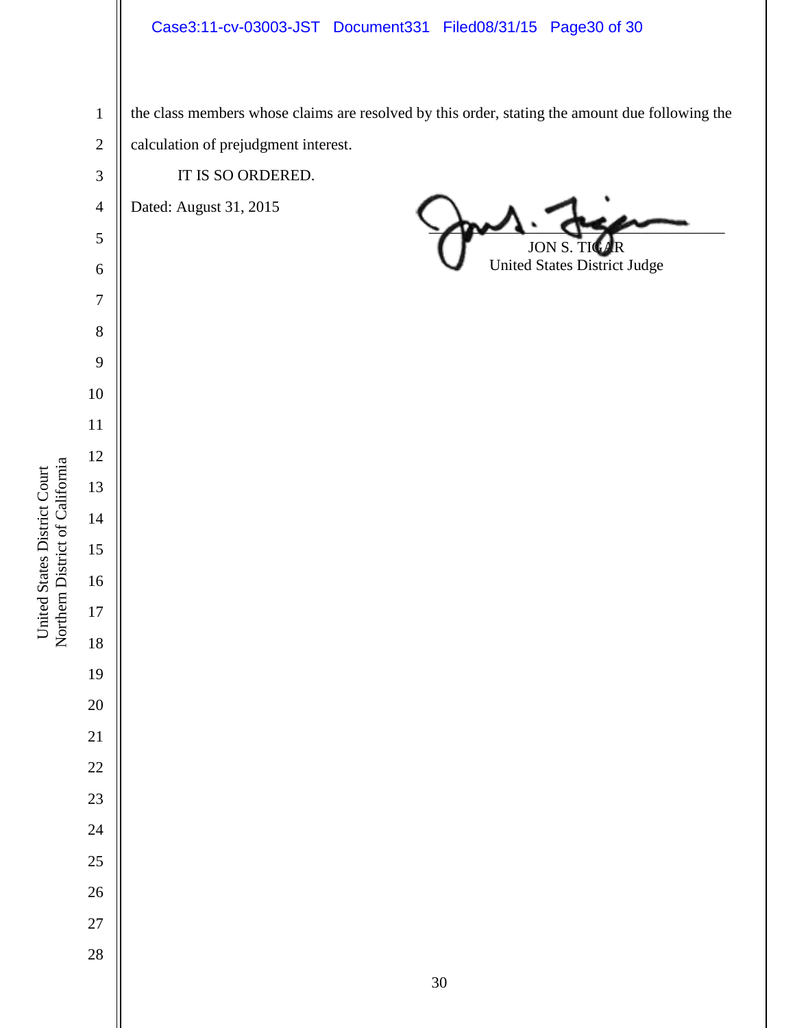the class members whose claims are resolved by this order, stating the amount due following the calculation of prejudgment interest.

IT IS SO ORDERED.

Dated: August 31, 2015

JON S. TIGAR
United States District Judge